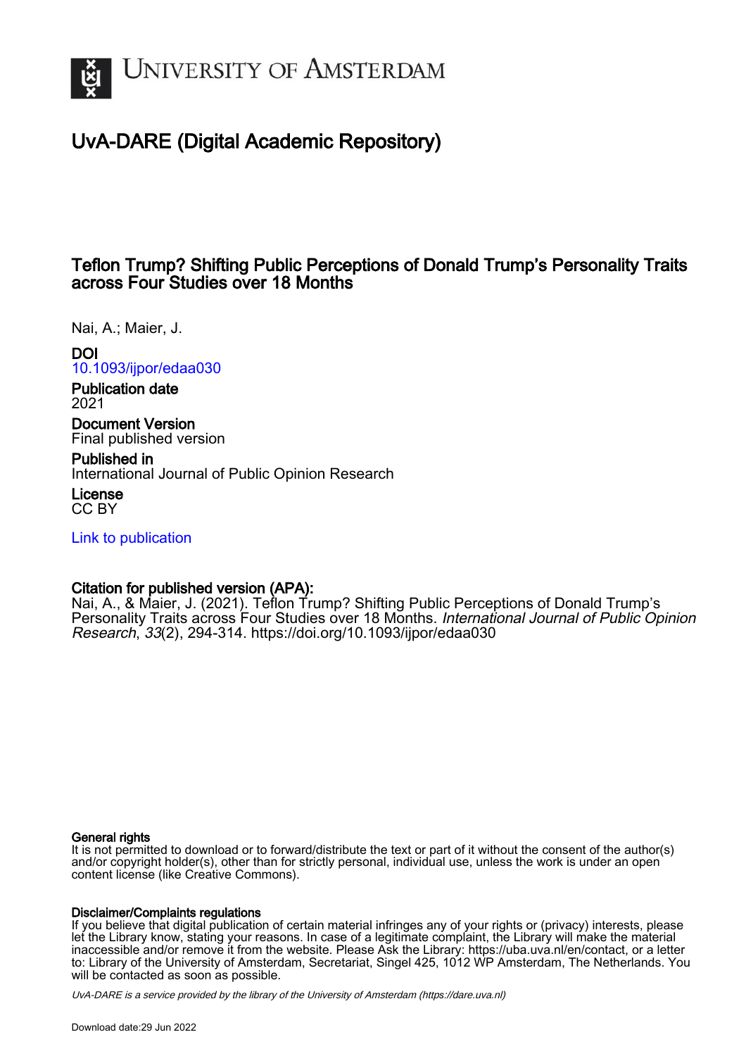UNIVERSITY OF AMSTERDAM

# UvA-DARE (Digital Academic Repository)

## Teflon Trump? Shifting Public Perceptions of Donald Trump's Personality Traits across Four Studies over 18 Months

Nai, A.; Maier, J.

**DOI**
10.1093/ijpor/edaa030

**Publication date**
2021

**Document Version**
Final published version

**Published in**
International Journal of Public Opinion Research

**License**
CC BY

Link to publication

**Citation for published version (APA):**
Nai, A., & Maier, J. (2021). Teflon Trump? Shifting Public Perceptions of Donald Trump's Personality Traits across Four Studies over 18 Months. *International Journal of Public Opinion Research*, *33*(2), 294-314. https://doi.org/10.1093/ijpor/edaa030

**General rights**
It is not permitted to download or to forward/distribute the text or part of it without the consent of the author(s) and/or copyright holder(s), other than for strictly personal, individual use, unless the work is under an open content license (like Creative Commons).

**Disclaimer/Complaints regulations**
If you believe that digital publication of certain material infringes any of your rights or (privacy) interests, please let the Library know, stating your reasons. In case of a legitimate complaint, the Library will make the material inaccessible and/or remove it from the website. Please Ask the Library: https://uba.uva.nl/en/contact, or a letter to: Library of the University of Amsterdam, Secretariat, Singel 425, 1012 WP Amsterdam, The Netherlands. You will be contacted as soon as possible.

UvA-DARE is a service provided by the library of the University of Amsterdam (https://dare.uva.nl)

Download date:29 Jun 2022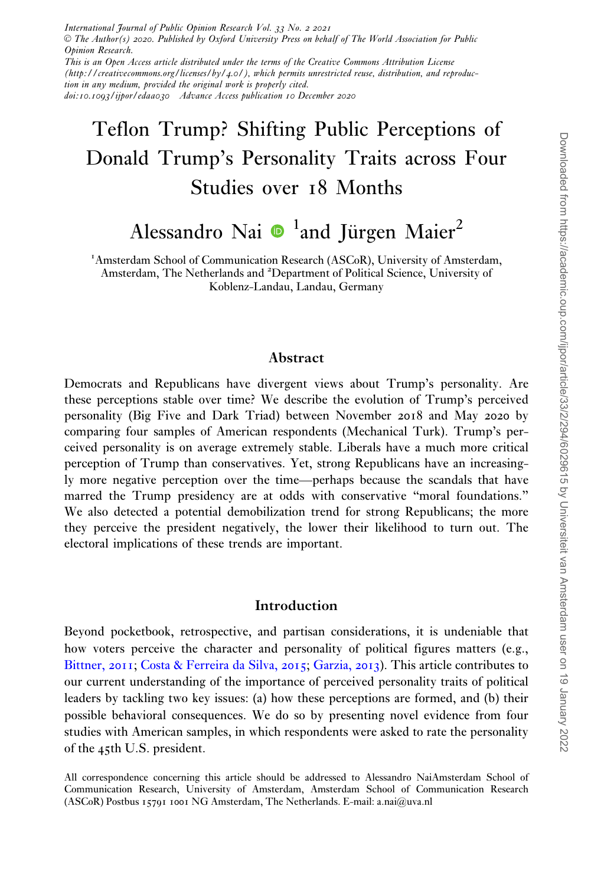International Journal of Public Opinion Research Vol. 33 No. 2 2021
© The Author(s) 2020. Published by Oxford University Press on behalf of The World Association for Public Opinion Research.
This is an Open Access article distributed under the terms of the Creative Commons Attribution License (http://creativecommons.org/licenses/by/4.0/), which permits unrestricted reuse, distribution, and reproduction in any medium, provided the original work is properly cited.
doi:10.1093/ijpor/edaa030 Advance Access publication 10 December 2020

# Teflon Trump? Shifting Public Perceptions of Donald Trump's Personality Traits across Four Studies over 18 Months

Alessandro Nai [1] and Jürgen Maier [2]

[1] Amsterdam School of Communication Research (ASCoR), University of Amsterdam, Amsterdam, The Netherlands and [2] Department of Political Science, University of Koblenz-Landau, Landau, Germany

## Abstract

Democrats and Republicans have divergent views about Trump's personality. Are these perceptions stable over time? We describe the evolution of Trump's perceived personality (Big Five and Dark Triad) between November 2018 and May 2020 by comparing four samples of American respondents (Mechanical Turk). Trump's perceived personality is on average extremely stable. Liberals have a much more critical perception of Trump than conservatives. Yet, strong Republicans have an increasingly more negative perception over the time—perhaps because the scandals that have marred the Trump presidency are at odds with conservative "moral foundations." We also detected a potential demobilization trend for strong Republicans; the more they perceive the president negatively, the lower their likelihood to turn out. The electoral implications of these trends are important.

## Introduction

Beyond pocketbook, retrospective, and partisan considerations, it is undeniable that how voters perceive the character and personality of political figures matters (e.g., Bittner, 2011; Costa & Ferreira da Silva, 2015; Garzia, 2013). This article contributes to our current understanding of the importance of perceived personality traits of political leaders by tackling two key issues: (a) how these perceptions are formed, and (b) their possible behavioral consequences. We do so by presenting novel evidence from four studies with American samples, in which respondents were asked to rate the personality of the 45th U.S. president.

All correspondence concerning this article should be addressed to Alessandro NaiAmsterdam School of Communication Research, University of Amsterdam, Amsterdam School of Communication Research (ASCoR) Postbus 15791 1001 NG Amsterdam, The Netherlands. E-mail: a.nai@uva.nl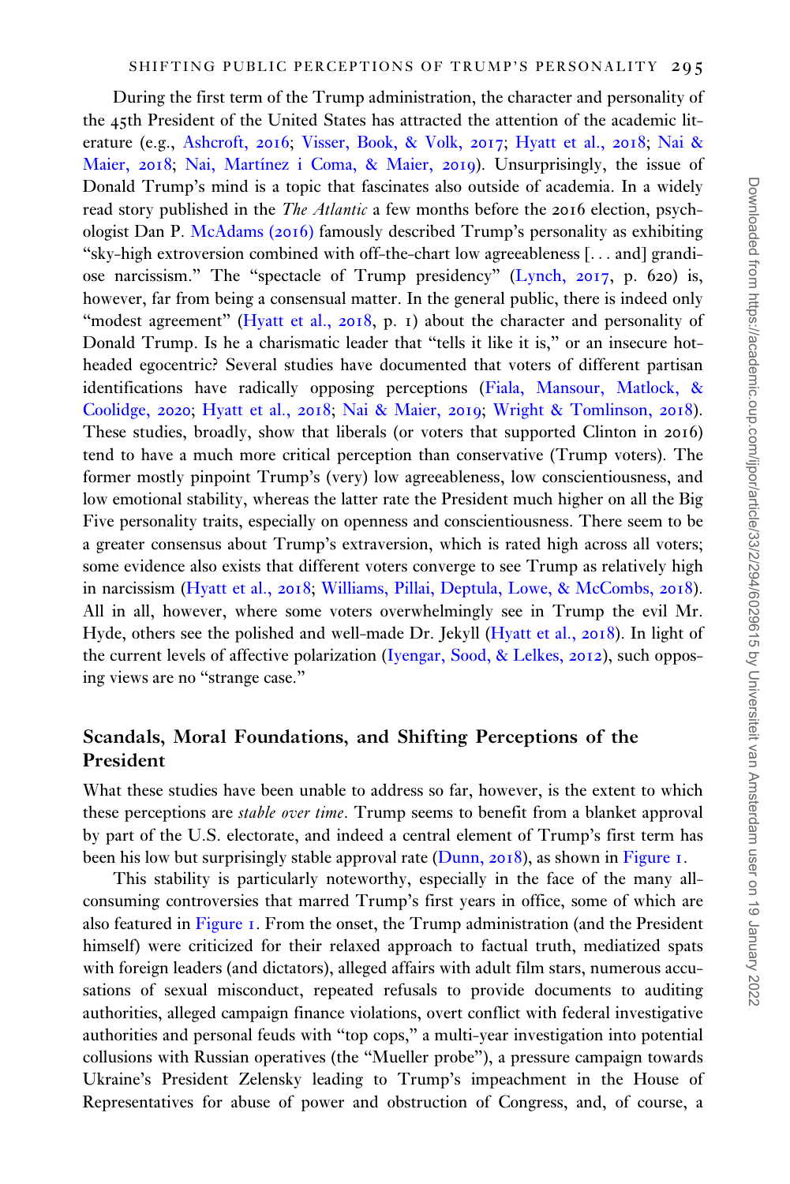During the first term of the Trump administration, the character and personality of the 45th President of the United States has attracted the attention of the academic literature (e.g., Ashcroft, 2016; Visser, Book, & Volk, 2017; Hyatt et al., 2018; Nai & Maier, 2018; Nai, Martínez i Coma, & Maier, 2019). Unsurprisingly, the issue of Donald Trump's mind is a topic that fascinates also outside of academia. In a widely read story published in the *The Atlantic* a few months before the 2016 election, psychologist Dan P. McAdams (2016) famously described Trump's personality as exhibiting "sky-high extroversion combined with off-the-chart low agreeableness [... and] grandiose narcissism." The "spectacle of Trump presidency" (Lynch, 2017, p. 620) is, however, far from being a consensual matter. In the general public, there is indeed only "modest agreement" (Hyatt et al., 2018, p. 1) about the character and personality of Donald Trump. Is he a charismatic leader that "tells it like it is," or an insecure hotheaded egocentric? Several studies have documented that voters of different partisan identifications have radically opposing perceptions (Fiala, Mansour, Matlock, & Coolidge, 2020; Hyatt et al., 2018; Nai & Maier, 2019; Wright & Tomlinson, 2018). These studies, broadly, show that liberals (or voters that supported Clinton in 2016) tend to have a much more critical perception than conservative (Trump voters). The former mostly pinpoint Trump's (very) low agreeableness, low conscientiousness, and low emotional stability, whereas the latter rate the President much higher on all the Big Five personality traits, especially on openness and conscientiousness. There seem to be a greater consensus about Trump's extraversion, which is rated high across all voters; some evidence also exists that different voters converge to see Trump as relatively high in narcissism (Hyatt et al., 2018; Williams, Pillai, Deptula, Lowe, & McCombs, 2018). All in all, however, where some voters overwhelmingly see in Trump the evil Mr. Hyde, others see the polished and well-made Dr. Jekyll (Hyatt et al., 2018). In light of the current levels of affective polarization (Iyengar, Sood, & Lelkes, 2012), such opposing views are no "strange case."

## Scandals, Moral Foundations, and Shifting Perceptions of the President

What these studies have been unable to address so far, however, is the extent to which these perceptions are *stable over time*. Trump seems to benefit from a blanket approval by part of the U.S. electorate, and indeed a central element of Trump's first term has been his low but surprisingly stable approval rate (Dunn, 2018), as shown in Figure 1.

This stability is particularly noteworthy, especially in the face of the many all-consuming controversies that marred Trump's first years in office, some of which are also featured in Figure 1. From the onset, the Trump administration (and the President himself) were criticized for their relaxed approach to factual truth, mediatized spats with foreign leaders (and dictators), alleged affairs with adult film stars, numerous accusations of sexual misconduct, repeated refusals to provide documents to auditing authorities, alleged campaign finance violations, overt conflict with federal investigative authorities and personal feuds with "top cops," a multi-year investigation into potential collusions with Russian operatives (the "Mueller probe"), a pressure campaign towards Ukraine's President Zelensky leading to Trump's impeachment in the House of Representatives for abuse of power and obstruction of Congress, and, of course, a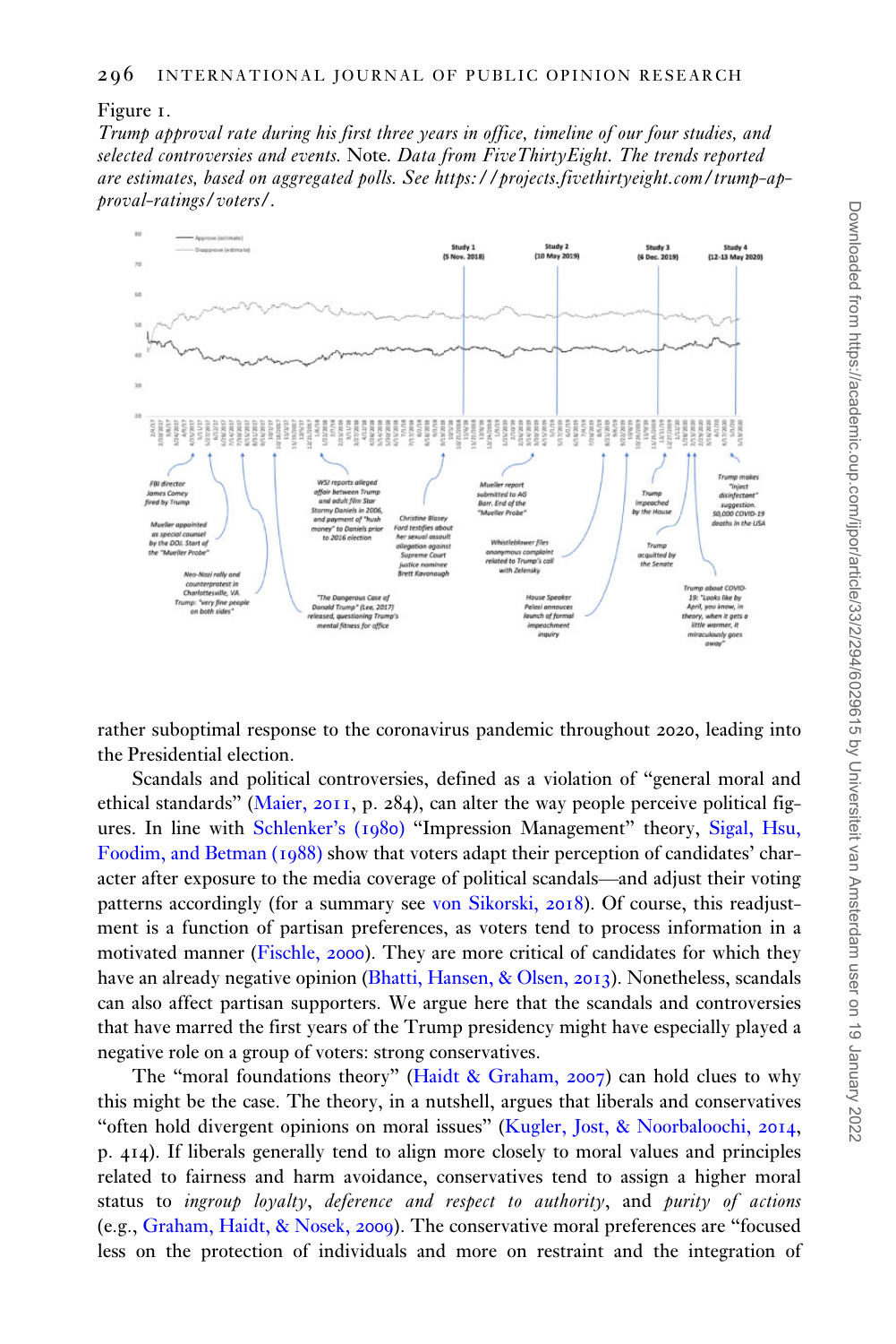Figure 1.

*Trump approval rate during his first three years in office, timeline of our four studies, and selected controversies and events.* Note. *Data from FiveThirtyEight. The trends reported are estimates, based on aggregated polls. See https://projects.fivethirtyeight.com/trump-approval-ratings/voters/.*

rather suboptimal response to the coronavirus pandemic throughout 2020, leading into the Presidential election.

Scandals and political controversies, defined as a violation of "general moral and ethical standards" (Maier, 2011, p. 284), can alter the way people perceive political figures. In line with Schlenker's (1980) "Impression Management" theory, Sigal, Hsu, Foodim, and Betman (1988) show that voters adapt their perception of candidates' character after exposure to the media coverage of political scandals—and adjust their voting patterns accordingly (for a summary see von Sikorski, 2018). Of course, this readjustment is a function of partisan preferences, as voters tend to process information in a motivated manner (Fischle, 2000). They are more critical of candidates for which they have an already negative opinion (Bhatti, Hansen, & Olsen, 2013). Nonetheless, scandals can also affect partisan supporters. We argue here that the scandals and controversies that have marred the first years of the Trump presidency might have especially played a negative role on a group of voters: strong conservatives.

The "moral foundations theory" (Haidt & Graham, 2007) can hold clues to why this might be the case. The theory, in a nutshell, argues that liberals and conservatives "often hold divergent opinions on moral issues" (Kugler, Jost, & Noorbaloochi, 2014, p. 414). If liberals generally tend to align more closely to moral values and principles related to fairness and harm avoidance, conservatives tend to assign a higher moral status to *ingroup loyalty*, *deference and respect to authority*, and *purity of actions* (e.g., Graham, Haidt, & Nosek, 2009). The conservative moral preferences are "focused less on the protection of individuals and more on restraint and the integration of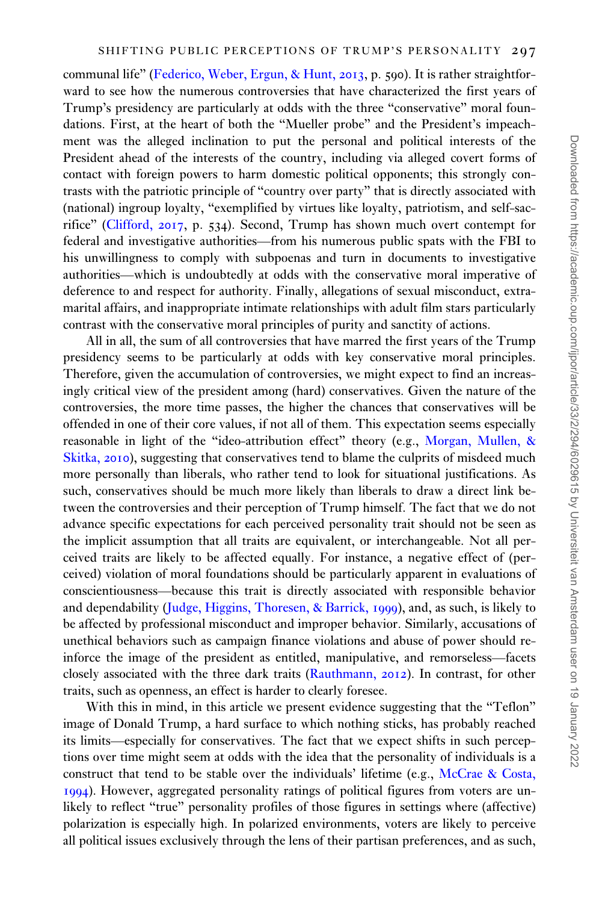communal life" (Federico, Weber, Ergun, & Hunt, 2013, p. 590). It is rather straightforward to see how the numerous controversies that have characterized the first years of Trump's presidency are particularly at odds with the three "conservative" moral foundations. First, at the heart of both the "Mueller probe" and the President's impeachment was the alleged inclination to put the personal and political interests of the President ahead of the interests of the country, including via alleged covert forms of contact with foreign powers to harm domestic political opponents; this strongly contrasts with the patriotic principle of "country over party" that is directly associated with (national) ingroup loyalty, "exemplified by virtues like loyalty, patriotism, and self-sacrifice" (Clifford, 2017, p. 534). Second, Trump has shown much overt contempt for federal and investigative authorities—from his numerous public spats with the FBI to his unwillingness to comply with subpoenas and turn in documents to investigative authorities—which is undoubtedly at odds with the conservative moral imperative of deference to and respect for authority. Finally, allegations of sexual misconduct, extramarital affairs, and inappropriate intimate relationships with adult film stars particularly contrast with the conservative moral principles of purity and sanctity of actions.

All in all, the sum of all controversies that have marred the first years of the Trump presidency seems to be particularly at odds with key conservative moral principles. Therefore, given the accumulation of controversies, we might expect to find an increasingly critical view of the president among (hard) conservatives. Given the nature of the controversies, the more time passes, the higher the chances that conservatives will be offended in one of their core values, if not all of them. This expectation seems especially reasonable in light of the "ideo-attribution effect" theory (e.g., Morgan, Mullen, & Skitka, 2010), suggesting that conservatives tend to blame the culprits of misdeed much more personally than liberals, who rather tend to look for situational justifications. As such, conservatives should be much more likely than liberals to draw a direct link between the controversies and their perception of Trump himself. The fact that we do not advance specific expectations for each perceived personality trait should not be seen as the implicit assumption that all traits are equivalent, or interchangeable. Not all perceived traits are likely to be affected equally. For instance, a negative effect of (perceived) violation of moral foundations should be particularly apparent in evaluations of conscientiousness—because this trait is directly associated with responsible behavior and dependability (Judge, Higgins, Thoresen, & Barrick, 1999), and, as such, is likely to be affected by professional misconduct and improper behavior. Similarly, accusations of unethical behaviors such as campaign finance violations and abuse of power should reinforce the image of the president as entitled, manipulative, and remorseless—facets closely associated with the three dark traits (Rauthmann, 2012). In contrast, for other traits, such as openness, an effect is harder to clearly foresee.

With this in mind, in this article we present evidence suggesting that the "Teflon" image of Donald Trump, a hard surface to which nothing sticks, has probably reached its limits—especially for conservatives. The fact that we expect shifts in such perceptions over time might seem at odds with the idea that the personality of individuals is a construct that tend to be stable over the individuals' lifetime (e.g., McCrae & Costa, 1994). However, aggregated personality ratings of political figures from voters are unlikely to reflect "true" personality profiles of those figures in settings where (affective) polarization is especially high. In polarized environments, voters are likely to perceive all political issues exclusively through the lens of their partisan preferences, and as such,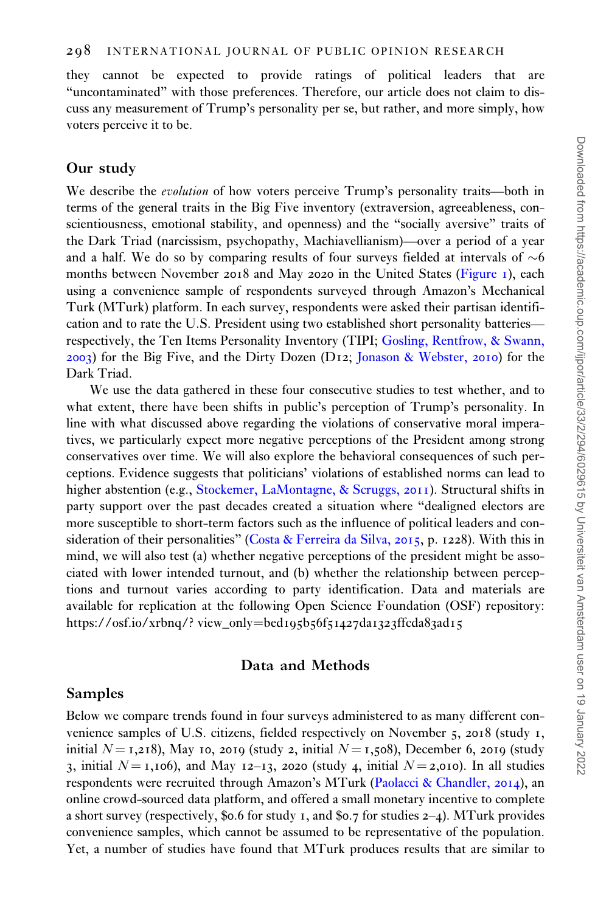they cannot be expected to provide ratings of political leaders that are "uncontaminated" with those preferences. Therefore, our article does not claim to discuss any measurement of Trump's personality per se, but rather, and more simply, how voters perceive it to be.

## Our study

We describe the *evolution* of how voters perceive Trump's personality traits—both in terms of the general traits in the Big Five inventory (extraversion, agreeableness, conscientiousness, emotional stability, and openness) and the "socially aversive" traits of the Dark Triad (narcissism, psychopathy, Machiavellianism)—over a period of a year and a half. We do so by comparing results of four surveys fielded at intervals of ~6 months between November 2018 and May 2020 in the United States (Figure 1), each using a convenience sample of respondents surveyed through Amazon's Mechanical Turk (MTurk) platform. In each survey, respondents were asked their partisan identification and to rate the U.S. President using two established short personality batteries—respectively, the Ten Items Personality Inventory (TIPI; Gosling, Rentfrow, & Swann, 2003) for the Big Five, and the Dirty Dozen (D12; Jonason & Webster, 2010) for the Dark Triad.

We use the data gathered in these four consecutive studies to test whether, and to what extent, there have been shifts in public's perception of Trump's personality. In line with what discussed above regarding the violations of conservative moral imperatives, we particularly expect more negative perceptions of the President among strong conservatives over time. We will also explore the behavioral consequences of such perceptions. Evidence suggests that politicians' violations of established norms can lead to higher abstention (e.g., Stockemer, LaMontagne, & Scruggs, 2011). Structural shifts in party support over the past decades created a situation where "dealigned electors are more susceptible to short-term factors such as the influence of political leaders and consideration of their personalities" (Costa & Ferreira da Silva, 2015, p. 1228). With this in mind, we will also test (a) whether negative perceptions of the president might be associated with lower intended turnout, and (b) whether the relationship between perceptions and turnout varies according to party identification. Data and materials are available for replication at the following Open Science Foundation (OSF) repository: https://osf.io/xrbnq/? view_only=bed195b56f51427da1323ffcda83ad15

# Data and Methods

## Samples

Below we compare trends found in four surveys administered to as many different convenience samples of U.S. citizens, fielded respectively on November 5, 2018 (study 1, initial $N = 1{,}218$), May 10, 2019 (study 2, initial $N = 1{,}508$), December 6, 2019 (study 3, initial $N = 1{,}106$), and May 12–13, 2020 (study 4, initial $N = 2{,}010$). In all studies respondents were recruited through Amazon's MTurk (Paolacci & Chandler, 2014), an online crowd-sourced data platform, and offered a small monetary incentive to complete a short survey (respectively, $0.6 for study 1, and $0.7 for studies 2–4). MTurk provides convenience samples, which cannot be assumed to be representative of the population. Yet, a number of studies have found that MTurk produces results that are similar to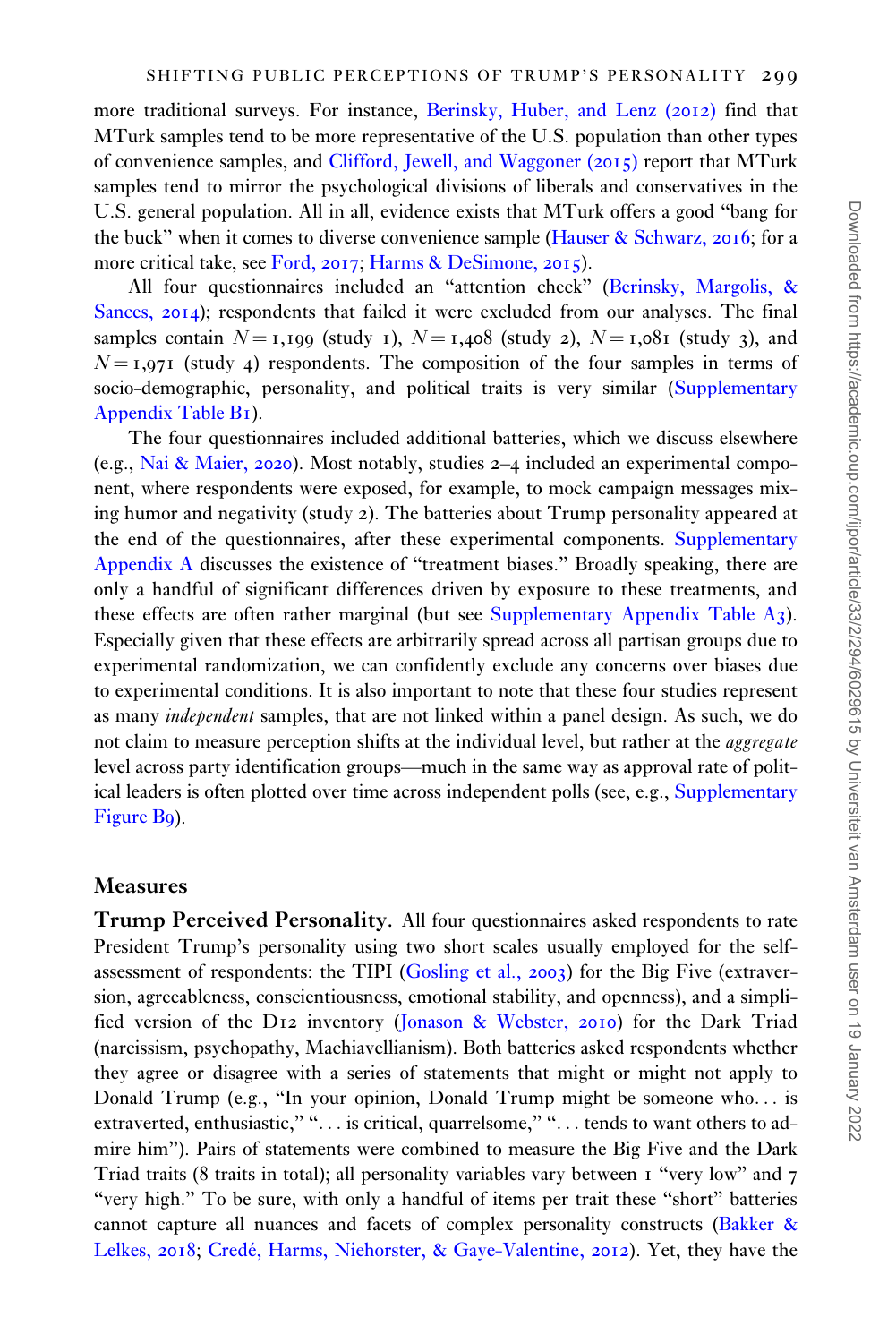more traditional surveys. For instance, Berinsky, Huber, and Lenz (2012) find that MTurk samples tend to be more representative of the U.S. population than other types of convenience samples, and Clifford, Jewell, and Waggoner (2015) report that MTurk samples tend to mirror the psychological divisions of liberals and conservatives in the U.S. general population. All in all, evidence exists that MTurk offers a good "bang for the buck" when it comes to diverse convenience sample (Hauser & Schwarz, 2016; for a more critical take, see Ford, 2017; Harms & DeSimone, 2015).

All four questionnaires included an "attention check" (Berinsky, Margolis, & Sances, 2014); respondents that failed it were excluded from our analyses. The final samples contain $N = 1{,}199$ (study 1), $N = 1{,}408$ (study 2), $N = 1{,}081$ (study 3), and $N = 1{,}971$ (study 4) respondents. The composition of the four samples in terms of socio-demographic, personality, and political traits is very similar (Supplementary Appendix Table B1).

The four questionnaires included additional batteries, which we discuss elsewhere (e.g., Nai & Maier, 2020). Most notably, studies 2–4 included an experimental component, where respondents were exposed, for example, to mock campaign messages mixing humor and negativity (study 2). The batteries about Trump personality appeared at the end of the questionnaires, after these experimental components. Supplementary Appendix A discusses the existence of "treatment biases." Broadly speaking, there are only a handful of significant differences driven by exposure to these treatments, and these effects are often rather marginal (but see Supplementary Appendix Table A3). Especially given that these effects are arbitrarily spread across all partisan groups due to experimental randomization, we can confidently exclude any concerns over biases due to experimental conditions. It is also important to note that these four studies represent as many *independent* samples, that are not linked within a panel design. As such, we do not claim to measure perception shifts at the individual level, but rather at the *aggregate* level across party identification groups—much in the same way as approval rate of political leaders is often plotted over time across independent polls (see, e.g., Supplementary Figure B9).

## Measures

**Trump Perceived Personality.** All four questionnaires asked respondents to rate President Trump's personality using two short scales usually employed for the self-assessment of respondents: the TIPI (Gosling et al., 2003) for the Big Five (extraversion, agreeableness, conscientiousness, emotional stability, and openness), and a simplified version of the D12 inventory (Jonason & Webster, 2010) for the Dark Triad (narcissism, psychopathy, Machiavellianism). Both batteries asked respondents whether they agree or disagree with a series of statements that might or might not apply to Donald Trump (e.g., "In your opinion, Donald Trump might be someone who... is extraverted, enthusiastic," "... is critical, quarrelsome," "... tends to want others to admire him"). Pairs of statements were combined to measure the Big Five and the Dark Triad traits (8 traits in total); all personality variables vary between 1 "very low" and 7 "very high." To be sure, with only a handful of items per trait these "short" batteries cannot capture all nuances and facets of complex personality constructs (Bakker & Lelkes, 2018; Credé, Harms, Niehorster, & Gaye-Valentine, 2012). Yet, they have the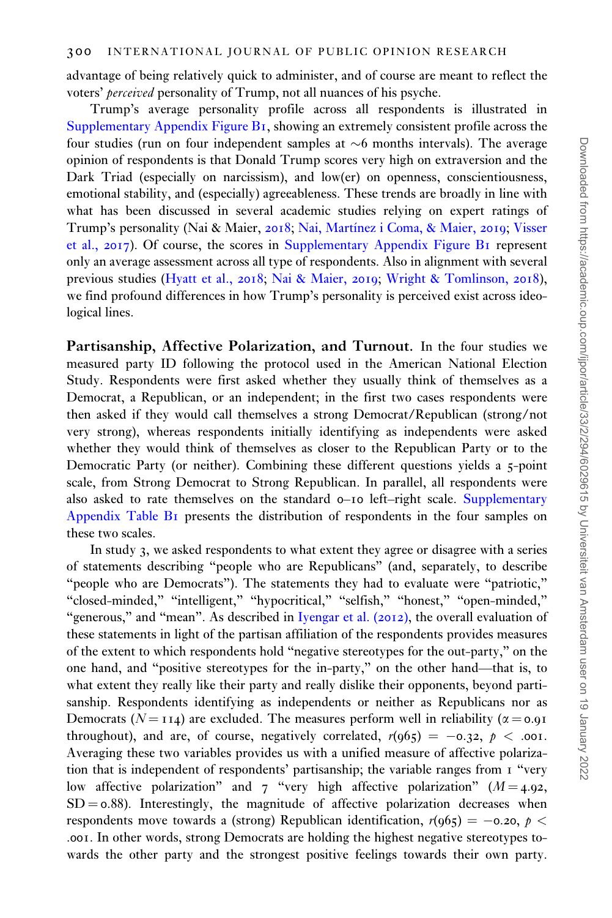advantage of being relatively quick to administer, and of course are meant to reflect the voters' *perceived* personality of Trump, not all nuances of his psyche.

Trump's average personality profile across all respondents is illustrated in Supplementary Appendix Figure B1, showing an extremely consistent profile across the four studies (run on four independent samples at ~6 months intervals). The average opinion of respondents is that Donald Trump scores very high on extraversion and the Dark Triad (especially on narcissism), and low(er) on openness, conscientiousness, emotional stability, and (especially) agreeableness. These trends are broadly in line with what has been discussed in several academic studies relying on expert ratings of Trump's personality (Nai & Maier, 2018; Nai, Martínez i Coma, & Maier, 2019; Visser et al., 2017). Of course, the scores in Supplementary Appendix Figure B1 represent only an average assessment across all type of respondents. Also in alignment with several previous studies (Hyatt et al., 2018; Nai & Maier, 2019; Wright & Tomlinson, 2018), we find profound differences in how Trump's personality is perceived exist across ideological lines.

**Partisanship, Affective Polarization, and Turnout.** In the four studies we measured party ID following the protocol used in the American National Election Study. Respondents were first asked whether they usually think of themselves as a Democrat, a Republican, or an independent; in the first two cases respondents were then asked if they would call themselves a strong Democrat/Republican (strong/not very strong), whereas respondents initially identifying as independents were asked whether they would think of themselves as closer to the Republican Party or to the Democratic Party (or neither). Combining these different questions yields a 5-point scale, from Strong Democrat to Strong Republican. In parallel, all respondents were also asked to rate themselves on the standard 0–10 left–right scale. Supplementary Appendix Table B1 presents the distribution of respondents in the four samples on these two scales.

In study 3, we asked respondents to what extent they agree or disagree with a series of statements describing "people who are Republicans" (and, separately, to describe "people who are Democrats"). The statements they had to evaluate were "patriotic," "closed-minded," "intelligent," "hypocritical," "selfish," "honest," "open-minded," "generous," and "mean". As described in Iyengar et al. (2012), the overall evaluation of these statements in light of the partisan affiliation of the respondents provides measures of the extent to which respondents hold "negative stereotypes for the out-party," on the one hand, and "positive stereotypes for the in-party," on the other hand—that is, to what extent they really like their party and really dislike their opponents, beyond partisanship. Respondents identifying as independents or neither as Republicans nor as Democrats ($N = 114$) are excluded. The measures perform well in reliability ($\alpha = 0.91$ throughout), and are, of course, negatively correlated, $r(965) = -0.32$, $p < .001$. Averaging these two variables provides us with a unified measure of affective polarization that is independent of respondents' partisanship; the variable ranges from 1 "very low affective polarization" and 7 "very high affective polarization" ($M = 4.92$, $SD = 0.88$). Interestingly, the magnitude of affective polarization decreases when respondents move towards a (strong) Republican identification, $r(965) = -0.20$, $p < .001$. In other words, strong Democrats are holding the highest negative stereotypes towards the other party and the strongest positive feelings towards their own party.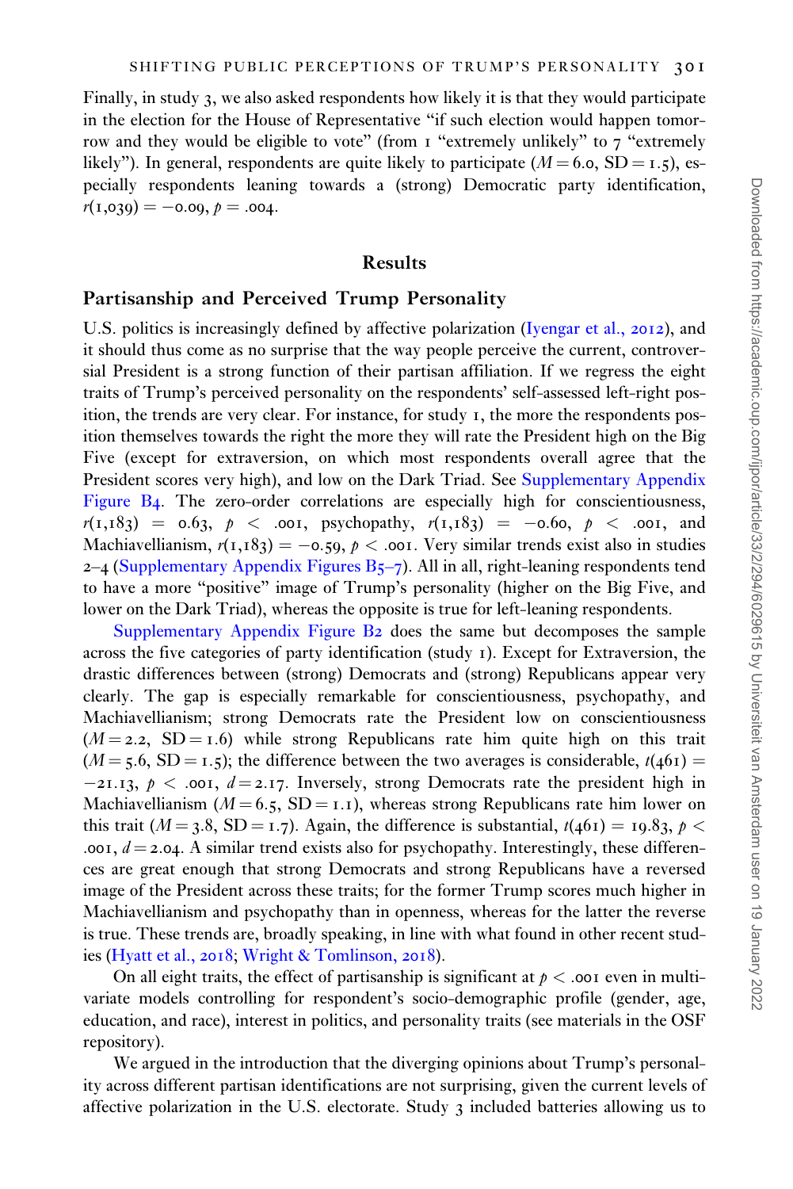Finally, in study 3, we also asked respondents how likely it is that they would participate in the election for the House of Representative "if such election would happen tomorrow and they would be eligible to vote" (from 1 "extremely unlikely" to 7 "extremely likely"). In general, respondents are quite likely to participate ($M = 6.0$, $SD = 1.5$), especially respondents leaning towards a (strong) Democratic party identification, $r(1{,}039) = -0.09$, $p = .004$.

## Results

### Partisanship and Perceived Trump Personality

U.S. politics is increasingly defined by affective polarization (Iyengar et al., 2012), and it should thus come as no surprise that the way people perceive the current, controversial President is a strong function of their partisan affiliation. If we regress the eight traits of Trump's perceived personality on the respondents' self-assessed left-right position, the trends are very clear. For instance, for study 1, the more the respondents position themselves towards the right the more they will rate the President high on the Big Five (except for extraversion, on which most respondents overall agree that the President scores very high), and low on the Dark Triad. See Supplementary Appendix Figure B4. The zero-order correlations are especially high for conscientiousness, $r(1{,}183) = 0.63$, $p < .001$, psychopathy, $r(1{,}183) = -0.60$, $p < .001$, and Machiavellianism, $r(1{,}183) = -0.59$, $p < .001$. Very similar trends exist also in studies 2–4 (Supplementary Appendix Figures B5–7). All in all, right-leaning respondents tend to have a more "positive" image of Trump's personality (higher on the Big Five, and lower on the Dark Triad), whereas the opposite is true for left-leaning respondents.

Supplementary Appendix Figure B2 does the same but decomposes the sample across the five categories of party identification (study 1). Except for Extraversion, the drastic differences between (strong) Democrats and (strong) Republicans appear very clearly. The gap is especially remarkable for conscientiousness, psychopathy, and Machiavellianism; strong Democrats rate the President low on conscientiousness ($M = 2.2$, $SD = 1.6$) while strong Republicans rate him quite high on this trait ($M = 5.6$, $SD = 1.5$); the difference between the two averages is considerable, $t(461) = -21.13$, $p < .001$, $d = 2.17$. Inversely, strong Democrats rate the president high in Machiavellianism ($M = 6.5$, $SD = 1.1$), whereas strong Republicans rate him lower on this trait ($M = 3.8$, $SD = 1.7$). Again, the difference is substantial, $t(461) = 19.83$, $p < .001$, $d = 2.04$. A similar trend exists also for psychopathy. Interestingly, these differences are great enough that strong Democrats and strong Republicans have a reversed image of the President across these traits; for the former Trump scores much higher in Machiavellianism and psychopathy than in openness, whereas for the latter the reverse is true. These trends are, broadly speaking, in line with what found in other recent studies (Hyatt et al., 2018; Wright & Tomlinson, 2018).

On all eight traits, the effect of partisanship is significant at $p < .001$ even in multivariate models controlling for respondent's socio-demographic profile (gender, age, education, and race), interest in politics, and personality traits (see materials in the OSF repository).

We argued in the introduction that the diverging opinions about Trump's personality across different partisan identifications are not surprising, given the current levels of affective polarization in the U.S. electorate. Study 3 included batteries allowing us to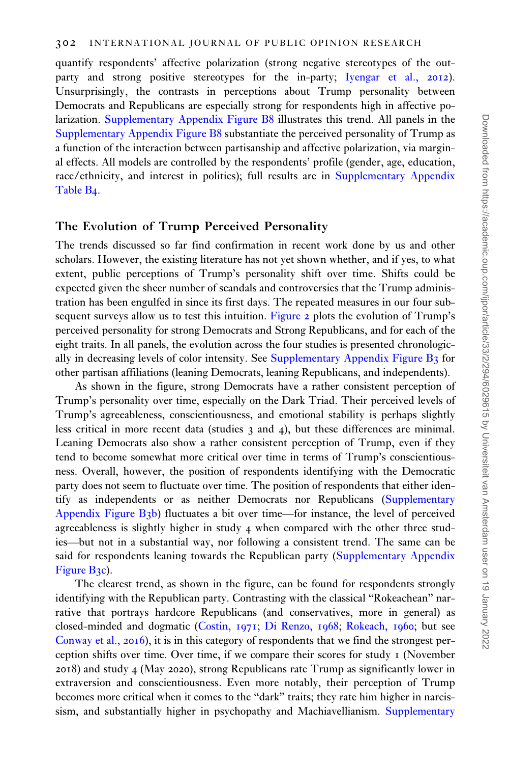quantify respondents' affective polarization (strong negative stereotypes of the out-party and strong positive stereotypes for the in-party; Iyengar et al., 2012). Unsurprisingly, the contrasts in perceptions about Trump personality between Democrats and Republicans are especially strong for respondents high in affective polarization. Supplementary Appendix Figure B8 illustrates this trend. All panels in the Supplementary Appendix Figure B8 substantiate the perceived personality of Trump as a function of the interaction between partisanship and affective polarization, via marginal effects. All models are controlled by the respondents' profile (gender, age, education, race/ethnicity, and interest in politics); full results are in Supplementary Appendix Table B4.

## The Evolution of Trump Perceived Personality

The trends discussed so far find confirmation in recent work done by us and other scholars. However, the existing literature has not yet shown whether, and if yes, to what extent, public perceptions of Trump's personality shift over time. Shifts could be expected given the sheer number of scandals and controversies that the Trump administration has been engulfed in since its first days. The repeated measures in our four subsequent surveys allow us to test this intuition. Figure 2 plots the evolution of Trump's perceived personality for strong Democrats and Strong Republicans, and for each of the eight traits. In all panels, the evolution across the four studies is presented chronologically in decreasing levels of color intensity. See Supplementary Appendix Figure B3 for other partisan affiliations (leaning Democrats, leaning Republicans, and independents).

As shown in the figure, strong Democrats have a rather consistent perception of Trump's personality over time, especially on the Dark Triad. Their perceived levels of Trump's agreeableness, conscientiousness, and emotional stability is perhaps slightly less critical in more recent data (studies 3 and 4), but these differences are minimal. Leaning Democrats also show a rather consistent perception of Trump, even if they tend to become somewhat more critical over time in terms of Trump's conscientiousness. Overall, however, the position of respondents identifying with the Democratic party does not seem to fluctuate over time. The position of respondents that either identify as independents or as neither Democrats nor Republicans (Supplementary Appendix Figure B3b) fluctuates a bit over time—for instance, the level of perceived agreeableness is slightly higher in study 4 when compared with the other three studies—but not in a substantial way, nor following a consistent trend. The same can be said for respondents leaning towards the Republican party (Supplementary Appendix Figure B3c).

The clearest trend, as shown in the figure, can be found for respondents strongly identifying with the Republican party. Contrasting with the classical "Rokeachean" narrative that portrays hardcore Republicans (and conservatives, more in general) as closed-minded and dogmatic (Costin, 1971; Di Renzo, 1968; Rokeach, 1960; but see Conway et al., 2016), it is in this category of respondents that we find the strongest perception shifts over time. Over time, if we compare their scores for study 1 (November 2018) and study 4 (May 2020), strong Republicans rate Trump as significantly lower in extraversion and conscientiousness. Even more notably, their perception of Trump becomes more critical when it comes to the "dark" traits; they rate him higher in narcissism, and substantially higher in psychopathy and Machiavellianism. Supplementary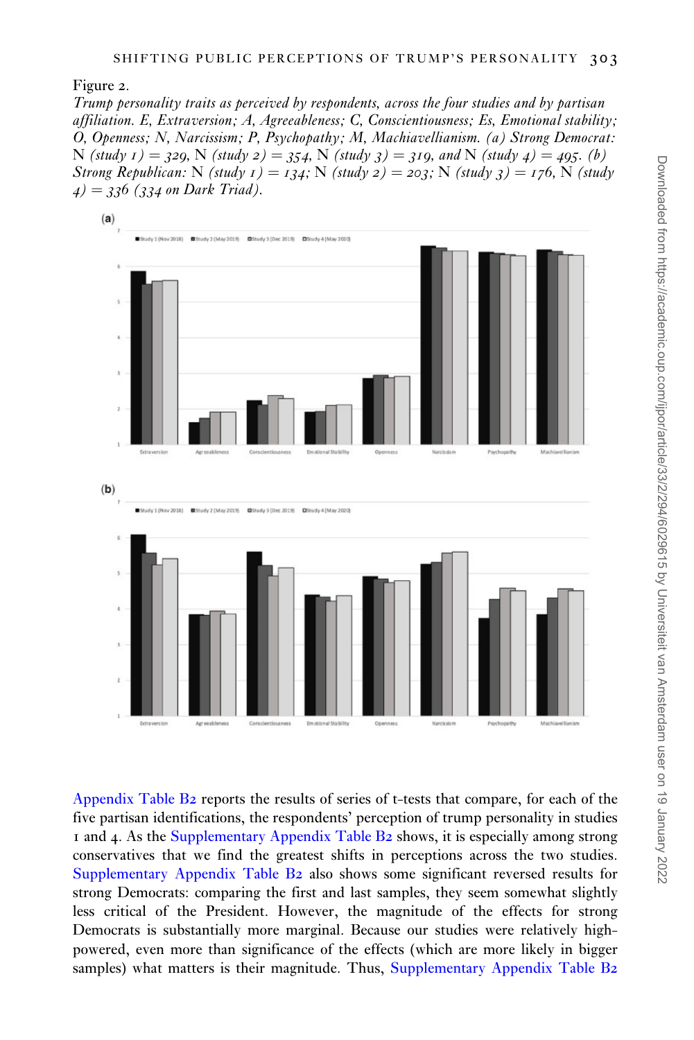Figure 2.

*Trump personality traits as perceived by respondents, across the four studies and by partisan affiliation. E, Extraversion; A, Agreeableness; C, Conscientiousness; Es, Emotional stability; O, Openness; N, Narcissism; P, Psychopathy; M, Machiavellianism. (a) Strong Democrat:* N *(study 1) = 329,* N *(study 2) = 354,* N *(study 3) = 319, and* N *(study 4) = 495. (b) Strong Republican:* N *(study 1) = 134;* N *(study 2) = 203;* N *(study 3) = 176,* N *(study 4) = 336 (334 on Dark Triad).*

Appendix Table B2 reports the results of series of t-tests that compare, for each of the five partisan identifications, the respondents' perception of trump personality in studies 1 and 4. As the Supplementary Appendix Table B2 shows, it is especially among strong conservatives that we find the greatest shifts in perceptions across the two studies. Supplementary Appendix Table B2 also shows some significant reversed results for strong Democrats: comparing the first and last samples, they seem somewhat slightly less critical of the President. However, the magnitude of the effects for strong Democrats is substantially more marginal. Because our studies were relatively high-powered, even more than significance of the effects (which are more likely in bigger samples) what matters is their magnitude. Thus, Supplementary Appendix Table B2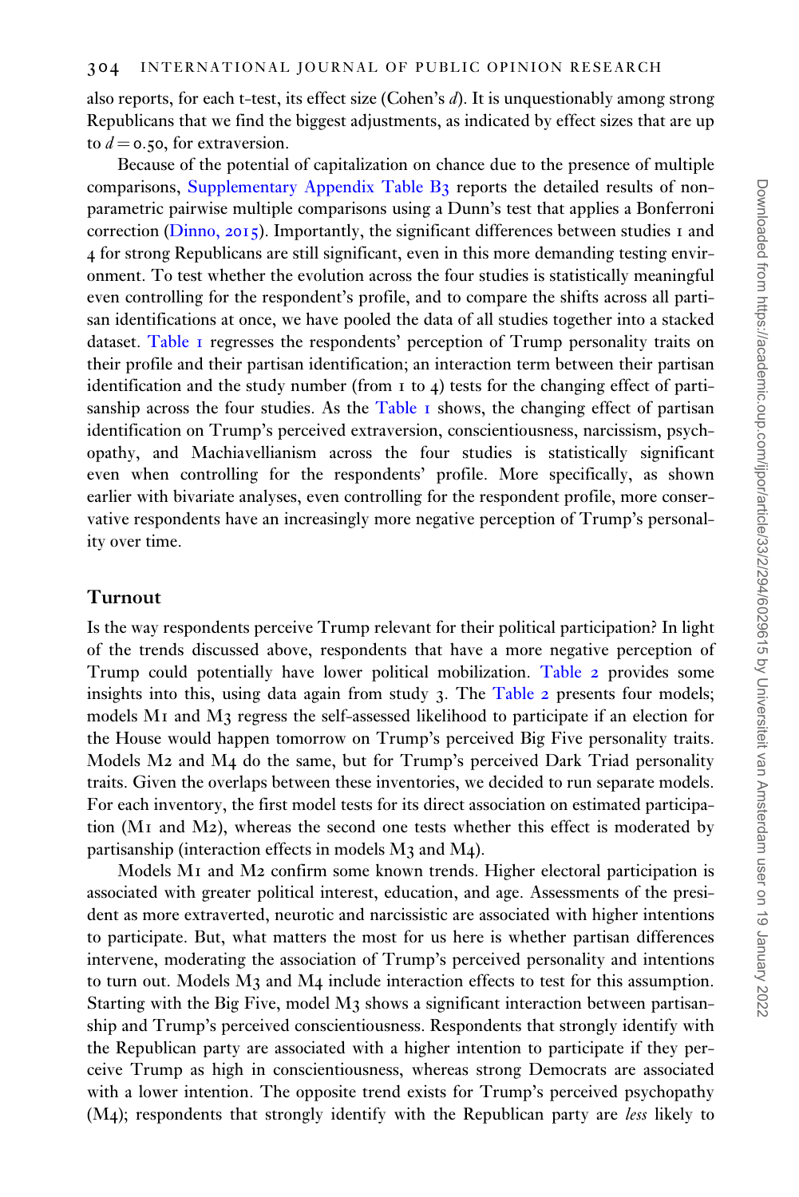also reports, for each t-test, its effect size (Cohen's *d*). It is unquestionably among strong Republicans that we find the biggest adjustments, as indicated by effect sizes that are up to $d = 0.50$, for extraversion.

Because of the potential of capitalization on chance due to the presence of multiple comparisons, Supplementary Appendix Table B3 reports the detailed results of non-parametric pairwise multiple comparisons using a Dunn's test that applies a Bonferroni correction (Dinno, 2015). Importantly, the significant differences between studies 1 and 4 for strong Republicans are still significant, even in this more demanding testing environment. To test whether the evolution across the four studies is statistically meaningful even controlling for the respondent's profile, and to compare the shifts across all partisan identifications at once, we have pooled the data of all studies together into a stacked dataset. Table 1 regresses the respondents' perception of Trump personality traits on their profile and their partisan identification; an interaction term between their partisan identification and the study number (from 1 to 4) tests for the changing effect of partisanship across the four studies. As the Table 1 shows, the changing effect of partisan identification on Trump's perceived extraversion, conscientiousness, narcissism, psychopathy, and Machiavellianism across the four studies is statistically significant even when controlling for the respondents' profile. More specifically, as shown earlier with bivariate analyses, even controlling for the respondent profile, more conservative respondents have an increasingly more negative perception of Trump's personality over time.

## Turnout

Is the way respondents perceive Trump relevant for their political participation? In light of the trends discussed above, respondents that have a more negative perception of Trump could potentially have lower political mobilization. Table 2 provides some insights into this, using data again from study 3. The Table 2 presents four models; models M1 and M3 regress the self-assessed likelihood to participate if an election for the House would happen tomorrow on Trump's perceived Big Five personality traits. Models M2 and M4 do the same, but for Trump's perceived Dark Triad personality traits. Given the overlaps between these inventories, we decided to run separate models. For each inventory, the first model tests for its direct association on estimated participation (M1 and M2), whereas the second one tests whether this effect is moderated by partisanship (interaction effects in models M3 and M4).

Models M1 and M2 confirm some known trends. Higher electoral participation is associated with greater political interest, education, and age. Assessments of the president as more extraverted, neurotic and narcissistic are associated with higher intentions to participate. But, what matters the most for us here is whether partisan differences intervene, moderating the association of Trump's perceived personality and intentions to turn out. Models M3 and M4 include interaction effects to test for this assumption. Starting with the Big Five, model M3 shows a significant interaction between partisanship and Trump's perceived conscientiousness. Respondents that strongly identify with the Republican party are associated with a higher intention to participate if they perceive Trump as high in conscientiousness, whereas strong Democrats are associated with a lower intention. The opposite trend exists for Trump's perceived psychopathy (M4); respondents that strongly identify with the Republican party are *less* likely to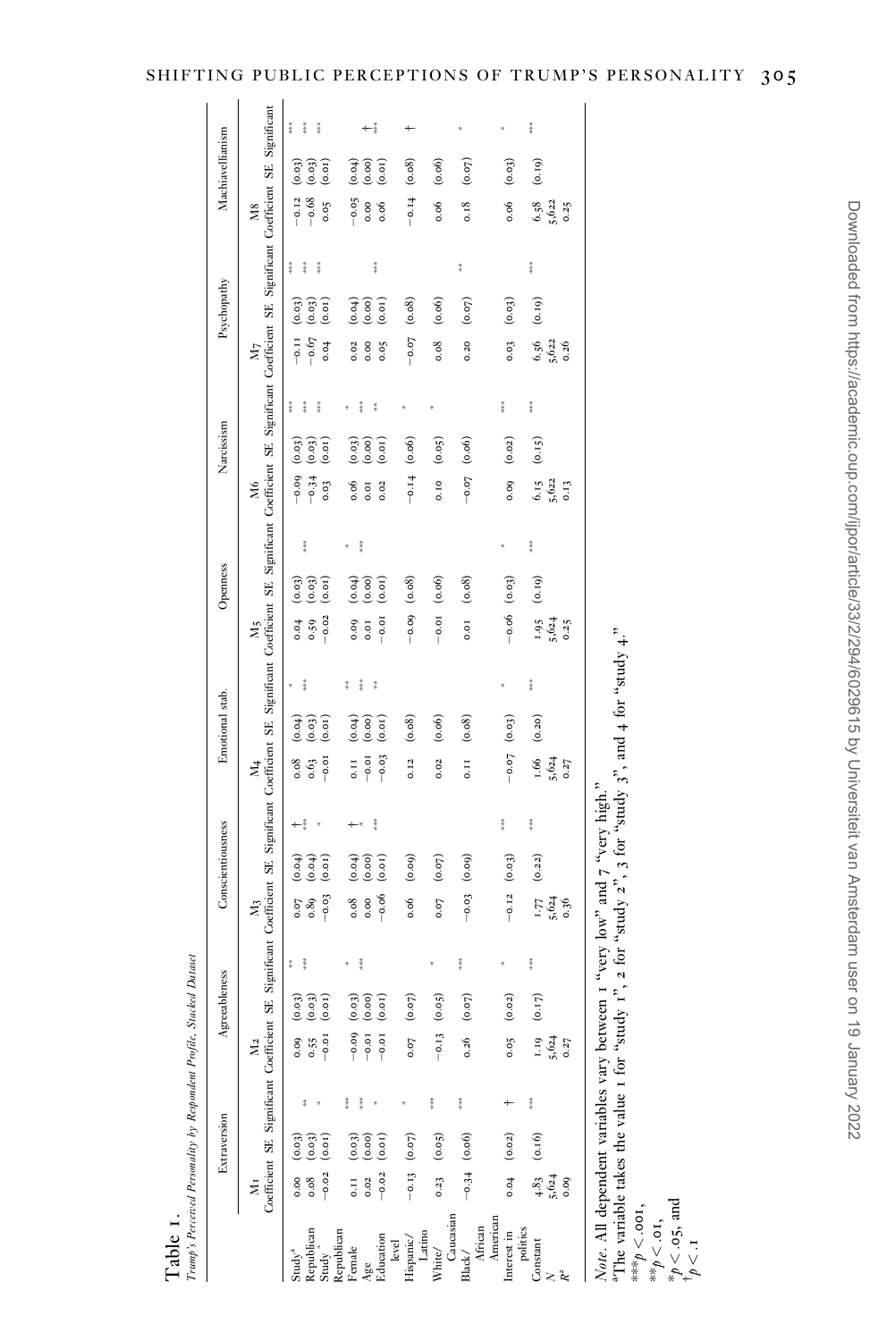Table 1.

*Trump's Perceived Personality by Respondent Profile, Stacked Dataset*

| | Extraversion | | | Agreeableness | | | Conscientiousness | | | Emotional stab. | | | Openness | | | Narcissism | | | Psychopathy | | | Machiavellianism | | |
|---|---|---|---|---|---|---|---|---|---|---|---|---|---|---|---|---|---|---|---|---|---|---|---|---|
| | M1 | | | M2 | | | M3 | | | M4 | | | M5 | | | M6 | | | M7 | | | M8 | | |
| | Coefficient | SE | Significant | Coefficient | SE | Significant | Coefficient | SE | Significant | Coefficient | SE | Significant | Coefficient | SE | Significant | Coefficient | SE | Significant | Coefficient | SE | Significant | Coefficient | SE | Significant |
| Study[a] | 0.00 | (0.03) | | 0.09 | (0.03) | ** | 0.07 | (0.04) | † | 0.08 | (0.04) | * | 0.04 | (0.03) | | −0.09 | (0.03) | *** | −0.11 | (0.03) | *** | −0.12 | (0.03) | *** |
| Republican | 0.08 | (0.03) | ** | 0.55 | (0.03) | *** | 0.89 | (0.04) | *** | 0.63 | (0.03) | *** | 0.59 | (0.03) | *** | −0.34 | (0.03) | *** | −0.67 | (0.03) | *** | −0.68 | (0.03) | *** |
| Study * Republican | −0.02 | (0.01) | * | −0.01 | (0.01) | | −0.03 | (0.01) | * | −0.01 | (0.01) | | −0.02 | (0.01) | | 0.03 | (0.01) | *** | 0.04 | (0.01) | *** | 0.05 | (0.01) | *** |
| Female | 0.11 | (0.03) | *** | −0.09 | (0.03) | * | 0.08 | (0.04) | † | 0.11 | (0.04) | ** | 0.09 | (0.04) | * | 0.06 | (0.03) | * | 0.02 | (0.04) | | −0.05 | (0.04) | |
| Age | 0.02 | (0.00) | *** | −0.01 | (0.00) | *** | 0.00 | (0.00) | * | −0.01 | (0.00) | *** | 0.01 | (0.00) | *** | 0.01 | (0.00) | *** | 0.00 | (0.00) | | 0.00 | (0.00) | † |
| Education level | −0.02 | (0.01) | * | −0.01 | (0.01) | | −0.06 | (0.01) | *** | −0.03 | (0.01) | ** | −0.01 | (0.01) | | 0.02 | (0.01) | ** | 0.05 | (0.01) | *** | 0.06 | (0.01) | *** |
| Hispanic/ Latino | −0.13 | (0.07) | * | 0.07 | (0.07) | | 0.06 | (0.09) | | 0.12 | (0.08) | | −0.09 | (0.08) | | −0.14 | (0.06) | * | −0.07 | (0.08) | | −0.14 | (0.08) | † |
| White/ Caucasian | 0.23 | (0.05) | *** | −0.13 | (0.05) | * | 0.07 | (0.07) | | 0.02 | (0.06) | | −0.01 | (0.06) | | 0.10 | (0.05) | * | 0.08 | (0.06) | | 0.06 | (0.06) | |
| Black/ African American | −0.34 | (0.06) | *** | 0.26 | (0.07) | *** | −0.03 | (0.09) | | 0.11 | (0.08) | | 0.01 | (0.08) | | −0.07 | (0.06) | | 0.20 | (0.07) | ** | 0.18 | (0.07) | * |
| Interest in politics | 0.04 | (0.02) | † | 0.05 | (0.02) | * | −0.12 | (0.03) | *** | −0.07 | (0.03) | * | −0.06 | (0.03) | * | 0.09 | (0.02) | *** | 0.03 | (0.03) | | 0.06 | (0.03) | * |
| Constant | 4.83 | (0.16) | *** | 1.19 | (0.17) | *** | 1.77 | (0.22) | *** | 1.66 | (0.20) | *** | 1.95 | (0.19) | *** | 6.15 | (0.15) | *** | 6.56 | (0.19) | *** | 6.58 | (0.19) | *** |
| $N$ | 5,624 | | | 5,624 | | | 5,624 | | | 5,624 | | | 5,624 | | | 5,622 | | | 5,622 | | | 5,622 | | |
| $R^2$ | 0.09 | | | 0.27 | | | 0.36 | | | 0.27 | | | 0.25 | | | 0.13 | | | 0.26 | | | 0.25 | | |

*Note*. All dependent variables vary between 1 "very low" and 7 "very high."

[a]The variable takes the value 1 for "study 1", 2 for "study 2", 3 for "study 3", and 4 for "study 4."

***$p < .001$,
**$p < .01$,
*$p < .05$, and
†$p < .1$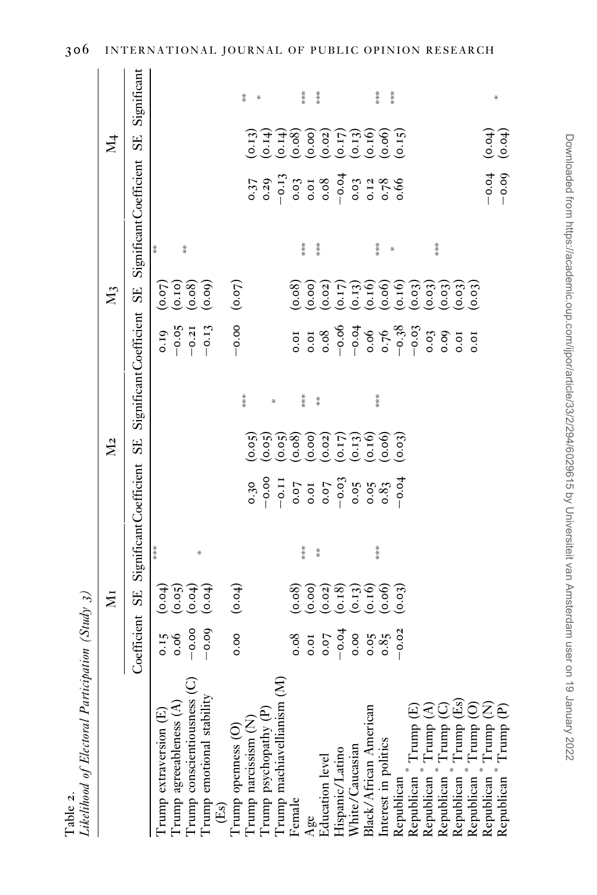Table 2.
*Likelihood of Electoral Participation (Study 3)*

| | M1 | | | M2 | | | M3 | | | M4 | | |
|---|---|---|---|---|---|---|---|---|---|---|---|---|
| | Coefficient | SE | Significant | Coefficient | SE | Significant | Coefficient | SE | Significant | Coefficient | SE | Significant |
| Trump extraversion (E) | 0.15 | (0.04) | *** | | | | 0.19 | (0.07) | ** | | | |
| Trump agreeableness (A) | 0.06 | (0.05) | | | | | −0.05 | (0.10) | | | | |
| Trump conscientiousness (C) | −0.00 | (0.04) | | | | | −0.21 | (0.08) | ** | | | |
| Trump emotional stability (Es) | −0.09 | (0.04) | * | | | | −0.13 | (0.09) | | | | |
| Trump openness (O) | 0.00 | (0.04) | | | | | −0.00 | (0.07) | | | | |
| Trump narcissism (N) | | | | 0.30 | (0.05) | *** | | | | 0.37 | (0.13) | ** |
| Trump psychopathy (P) | | | | −0.00 | (0.05) | | | | | 0.29 | (0.14) | * |
| Trump machiavellianism (M) | | | | −0.11 | (0.05) | * | | | | −0.13 | (0.14) | |
| Female | 0.08 | (0.08) | | 0.07 | (0.08) | | 0.01 | (0.08) | | 0.03 | (0.08) | |
| Age | 0.01 | (0.00) | *** | 0.01 | (0.00) | *** | 0.01 | (0.00) | *** | 0.01 | (0.00) | *** |
| Education level | 0.07 | (0.02) | ** | 0.07 | (0.02) | ** | 0.08 | (0.02) | *** | 0.08 | (0.02) | *** |
| Hispanic/Latino | −0.04 | (0.18) | | −0.03 | (0.17) | | −0.06 | (0.17) | | −0.04 | (0.17) | |
| White/Caucasian | 0.00 | (0.13) | | 0.05 | (0.13) | | −0.04 | (0.13) | | 0.03 | (0.13) | |
| Black/African American | 0.05 | (0.16) | | 0.05 | (0.16) | | 0.06 | (0.16) | | 0.12 | (0.16) | |
| Interest in politics | 0.85 | (0.06) | *** | 0.83 | (0.06) | *** | 0.76 | (0.06) | *** | 0.78 | (0.06) | *** |
| Republican | −0.02 | (0.03) | | −0.04 | (0.03) | | −0.38 | (0.16) | * | 0.66 | (0.15) | *** |
| Republican * Trump (E) | | | | | | | −0.03 | (0.03) | | | | |
| Republican * Trump (A) | | | | | | | 0.03 | (0.03) | | | | |
| Republican * Trump (C) | | | | | | | 0.09 | (0.03) | *** | | | |
| Republican * Trump (Es) | | | | | | | 0.01 | (0.03) | | | | |
| Republican * Trump (O) | | | | | | | 0.01 | (0.03) | | | | |
| Republican * Trump (N) | | | | | | | | | | −0.04 | (0.04) | |
| Republican * Trump (P) | | | | | | | | | | −0.09 | (0.04) | * |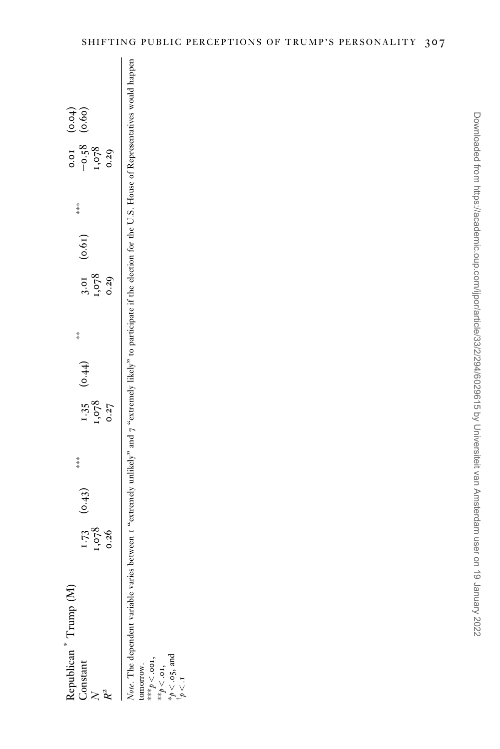| | | | | | | | | |
|---|---|---|---|---|---|---|---|---|
| Republican * Trump (M) | | | | | | | 0.01 | (0.04) |
| Constant | 1.73 | (0.43) | *** | 1.35 | (0.44) | ** | 3.01 | (0.61) | *** | −0.58 | (0.60) |
| $N$ | 1,078 | | | 1,078 | | | 1,078 | | | 1,078 | |
| $R^2$ | 0.26 | | | 0.27 | | | 0.29 | | | 0.29 | |

*Note*. The dependent variable varies between 1 "extremely unlikely" and 7 "extremely likely" to participate if the election for the U.S. House of Representatives would happen tomorrow.

***$p < .001$,
**$p < .01$,
*$p < .05$, and
†$p < .1$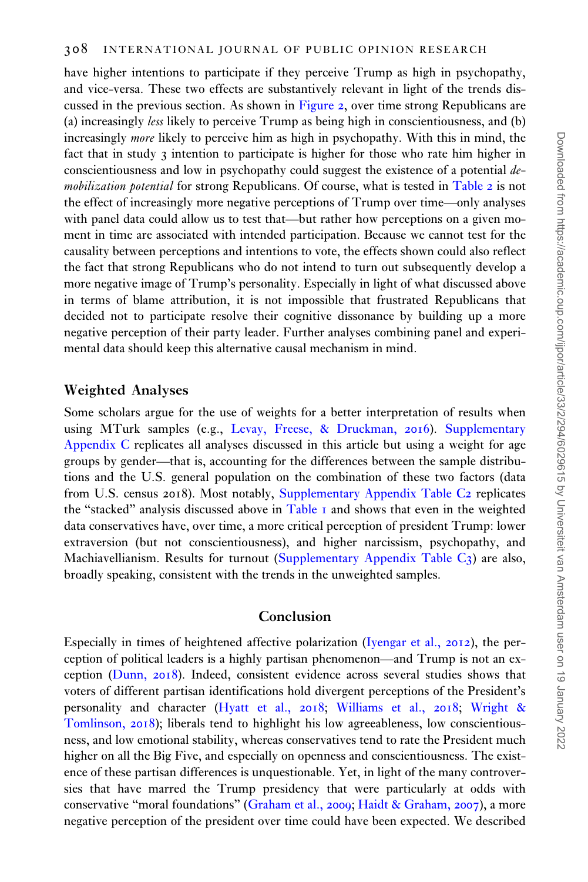have higher intentions to participate if they perceive Trump as high in psychopathy, and vice-versa. These two effects are substantively relevant in light of the trends discussed in the previous section. As shown in Figure 2, over time strong Republicans are (a) increasingly *less* likely to perceive Trump as being high in conscientiousness, and (b) increasingly *more* likely to perceive him as high in psychopathy. With this in mind, the fact that in study 3 intention to participate is higher for those who rate him higher in conscientiousness and low in psychopathy could suggest the existence of a potential *demobilization potential* for strong Republicans. Of course, what is tested in Table 2 is not the effect of increasingly more negative perceptions of Trump over time—only analyses with panel data could allow us to test that—but rather how perceptions on a given moment in time are associated with intended participation. Because we cannot test for the causality between perceptions and intentions to vote, the effects shown could also reflect the fact that strong Republicans who do not intend to turn out subsequently develop a more negative image of Trump's personality. Especially in light of what discussed above in terms of blame attribution, it is not impossible that frustrated Republicans that decided not to participate resolve their cognitive dissonance by building up a more negative perception of their party leader. Further analyses combining panel and experimental data should keep this alternative causal mechanism in mind.

### Weighted Analyses

Some scholars argue for the use of weights for a better interpretation of results when using MTurk samples (e.g., Levay, Freese, & Druckman, 2016). Supplementary Appendix C replicates all analyses discussed in this article but using a weight for age groups by gender—that is, accounting for the differences between the sample distributions and the U.S. general population on the combination of these two factors (data from U.S. census 2018). Most notably, Supplementary Appendix Table C2 replicates the "stacked" analysis discussed above in Table 1 and shows that even in the weighted data conservatives have, over time, a more critical perception of president Trump: lower extraversion (but not conscientiousness), and higher narcissism, psychopathy, and Machiavellianism. Results for turnout (Supplementary Appendix Table C3) are also, broadly speaking, consistent with the trends in the unweighted samples.

## Conclusion

Especially in times of heightened affective polarization (Iyengar et al., 2012), the perception of political leaders is a highly partisan phenomenon—and Trump is not an exception (Dunn, 2018). Indeed, consistent evidence across several studies shows that voters of different partisan identifications hold divergent perceptions of the President's personality and character (Hyatt et al., 2018; Williams et al., 2018; Wright & Tomlinson, 2018); liberals tend to highlight his low agreeableness, low conscientiousness, and low emotional stability, whereas conservatives tend to rate the President much higher on all the Big Five, and especially on openness and conscientiousness. The existence of these partisan differences is unquestionable. Yet, in light of the many controversies that have marred the Trump presidency that were particularly at odds with conservative "moral foundations" (Graham et al., 2009; Haidt & Graham, 2007), a more negative perception of the president over time could have been expected. We described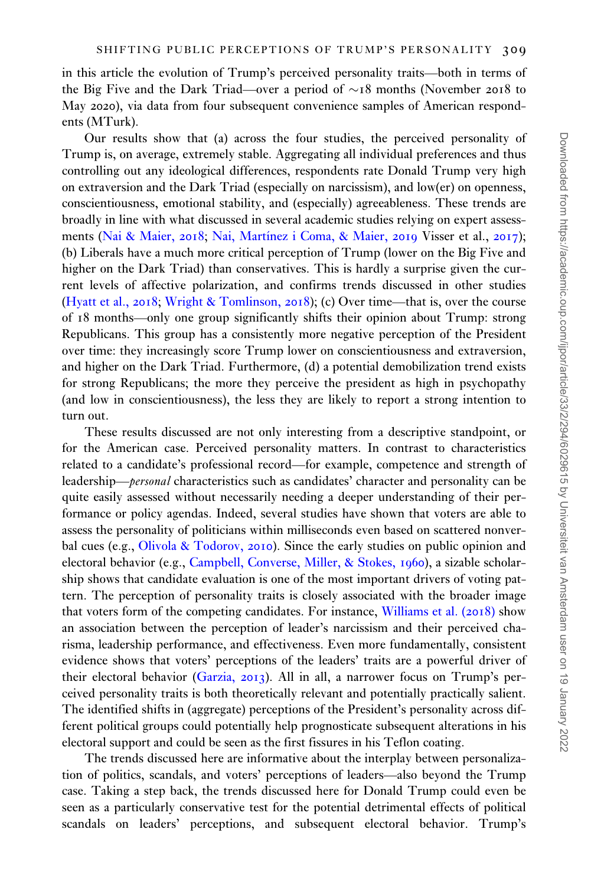in this article the evolution of Trump's perceived personality traits—both in terms of the Big Five and the Dark Triad—over a period of ∼18 months (November 2018 to May 2020), via data from four subsequent convenience samples of American respondents (MTurk).

Our results show that (a) across the four studies, the perceived personality of Trump is, on average, extremely stable. Aggregating all individual preferences and thus controlling out any ideological differences, respondents rate Donald Trump very high on extraversion and the Dark Triad (especially on narcissism), and low(er) on openness, conscientiousness, emotional stability, and (especially) agreeableness. These trends are broadly in line with what discussed in several academic studies relying on expert assessments (Nai & Maier, 2018; Nai, Martínez i Coma, & Maier, 2019 Visser et al., 2017); (b) Liberals have a much more critical perception of Trump (lower on the Big Five and higher on the Dark Triad) than conservatives. This is hardly a surprise given the current levels of affective polarization, and confirms trends discussed in other studies (Hyatt et al., 2018; Wright & Tomlinson, 2018); (c) Over time—that is, over the course of 18 months—only one group significantly shifts their opinion about Trump: strong Republicans. This group has a consistently more negative perception of the President over time: they increasingly score Trump lower on conscientiousness and extraversion, and higher on the Dark Triad. Furthermore, (d) a potential demobilization trend exists for strong Republicans; the more they perceive the president as high in psychopathy (and low in conscientiousness), the less they are likely to report a strong intention to turn out.

These results discussed are not only interesting from a descriptive standpoint, or for the American case. Perceived personality matters. In contrast to characteristics related to a candidate's professional record—for example, competence and strength of leadership—*personal* characteristics such as candidates' character and personality can be quite easily assessed without necessarily needing a deeper understanding of their performance or policy agendas. Indeed, several studies have shown that voters are able to assess the personality of politicians within milliseconds even based on scattered nonverbal cues (e.g., Olivola & Todorov, 2010). Since the early studies on public opinion and electoral behavior (e.g., Campbell, Converse, Miller, & Stokes, 1960), a sizable scholarship shows that candidate evaluation is one of the most important drivers of voting pattern. The perception of personality traits is closely associated with the broader image that voters form of the competing candidates. For instance, Williams et al. (2018) show an association between the perception of leader's narcissism and their perceived charisma, leadership performance, and effectiveness. Even more fundamentally, consistent evidence shows that voters' perceptions of the leaders' traits are a powerful driver of their electoral behavior (Garzia, 2013). All in all, a narrower focus on Trump's perceived personality traits is both theoretically relevant and potentially practically salient. The identified shifts in (aggregate) perceptions of the President's personality across different political groups could potentially help prognosticate subsequent alterations in his electoral support and could be seen as the first fissures in his Teflon coating.

The trends discussed here are informative about the interplay between personalization of politics, scandals, and voters' perceptions of leaders—also beyond the Trump case. Taking a step back, the trends discussed here for Donald Trump could even be seen as a particularly conservative test for the potential detrimental effects of political scandals on leaders' perceptions, and subsequent electoral behavior. Trump's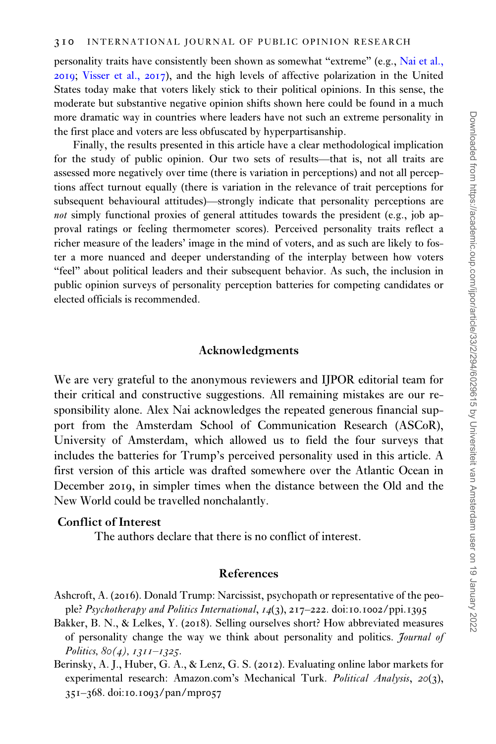personality traits have consistently been shown as somewhat “extreme” (e.g., Nai et al., 2019; Visser et al., 2017), and the high levels of affective polarization in the United States today make that voters likely stick to their political opinions. In this sense, the moderate but substantive negative opinion shifts shown here could be found in a much more dramatic way in countries where leaders have not such an extreme personality in the first place and voters are less obfuscated by hyperpartisanship.

Finally, the results presented in this article have a clear methodological implication for the study of public opinion. Our two sets of results—that is, not all traits are assessed more negatively over time (there is variation in perceptions) and not all perceptions affect turnout equally (there is variation in the relevance of trait perceptions for subsequent behavioural attitudes)—strongly indicate that personality perceptions are *not* simply functional proxies of general attitudes towards the president (e.g., job approval ratings or feeling thermometer scores). Perceived personality traits reflect a richer measure of the leaders’ image in the mind of voters, and as such are likely to foster a more nuanced and deeper understanding of the interplay between how voters “feel” about political leaders and their subsequent behavior. As such, the inclusion in public opinion surveys of personality perception batteries for competing candidates or elected officials is recommended.

## Acknowledgments

We are very grateful to the anonymous reviewers and IJPOR editorial team for their critical and constructive suggestions. All remaining mistakes are our responsibility alone. Alex Nai acknowledges the repeated generous financial support from the Amsterdam School of Communication Research (ASCoR), University of Amsterdam, which allowed us to field the four surveys that includes the batteries for Trump’s perceived personality used in this article. A first version of this article was drafted somewhere over the Atlantic Ocean in December 2019, in simpler times when the distance between the Old and the New World could be travelled nonchalantly.

### Conflict of Interest

The authors declare that there is no conflict of interest.

## References

Ashcroft, A. (2016). Donald Trump: Narcissist, psychopath or representative of the people? *Psychotherapy and Politics International*, *14*(3), 217–222. doi:10.1002/ppi.1395

Bakker, B. N., & Lelkes, Y. (2018). Selling ourselves short? How abbreviated measures of personality change the way we think about personality and politics. *Journal of Politics, 80(4), 1311–1325.*

Berinsky, A. J., Huber, G. A., & Lenz, G. S. (2012). Evaluating online labor markets for experimental research: Amazon.com’s Mechanical Turk. *Political Analysis*, *20*(3), 351–368. doi:10.1093/pan/mpr057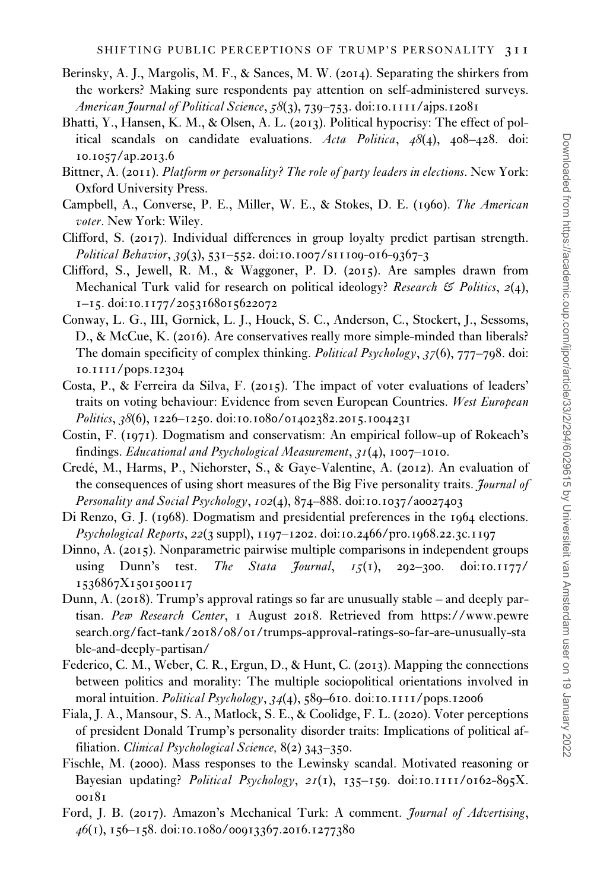Berinsky, A. J., Margolis, M. F., & Sances, M. W. (2014). Separating the shirkers from the workers? Making sure respondents pay attention on self-administered surveys. *American Journal of Political Science*, *58*(3), 739–753. doi:10.1111/ajps.12081

Bhatti, Y., Hansen, K. M., & Olsen, A. L. (2013). Political hypocrisy: The effect of political scandals on candidate evaluations. *Acta Politica*, *48*(4), 408–428. doi: 10.1057/ap.2013.6

Bittner, A. (2011). *Platform or personality? The role of party leaders in elections*. New York: Oxford University Press.

Campbell, A., Converse, P. E., Miller, W. E., & Stokes, D. E. (1960). *The American voter*. New York: Wiley.

Clifford, S. (2017). Individual differences in group loyalty predict partisan strength. *Political Behavior*, *39*(3), 531–552. doi:10.1007/s11109-016-9367-3

Clifford, S., Jewell, R. M., & Waggoner, P. D. (2015). Are samples drawn from Mechanical Turk valid for research on political ideology? *Research & Politics*, *2*(4), 1–15. doi:10.1177/2053168015622072

Conway, L. G., III, Gornick, L. J., Houck, S. C., Anderson, C., Stockert, J., Sessoms, D., & McCue, K. (2016). Are conservatives really more simple-minded than liberals? The domain specificity of complex thinking. *Political Psychology*, *37*(6), 777–798. doi: 10.1111/pops.12304

Costa, P., & Ferreira da Silva, F. (2015). The impact of voter evaluations of leaders' traits on voting behaviour: Evidence from seven European Countries. *West European Politics*, *38*(6), 1226–1250. doi:10.1080/01402382.2015.1004231

Costin, F. (1971). Dogmatism and conservatism: An empirical follow-up of Rokeach's findings. *Educational and Psychological Measurement*, *31*(4), 1007–1010.

Credé, M., Harms, P., Niehorster, S., & Gaye-Valentine, A. (2012). An evaluation of the consequences of using short measures of the Big Five personality traits. *Journal of Personality and Social Psychology*, *102*(4), 874–888. doi:10.1037/a0027403

Di Renzo, G. J. (1968). Dogmatism and presidential preferences in the 1964 elections. *Psychological Reports*, *22*(3 suppl), 1197–1202. doi:10.2466/pr0.1968.22.3c.1197

Dinno, A. (2015). Nonparametric pairwise multiple comparisons in independent groups using Dunn's test. *The Stata Journal*, *15*(1), 292–300. doi:10.1177/1536867X1501500117

Dunn, A. (2018). Trump's approval ratings so far are unusually stable – and deeply partisan. *Pew Research Center*, 1 August 2018. Retrieved from https://www.pewresearch.org/fact-tank/2018/08/01/trumps-approval-ratings-so-far-are-unusually-stable-and-deeply-partisan/

Federico, C. M., Weber, C. R., Ergun, D., & Hunt, C. (2013). Mapping the connections between politics and morality: The multiple sociopolitical orientations involved in moral intuition. *Political Psychology*, *34*(4), 589–610. doi:10.1111/pops.12006

Fiala, J. A., Mansour, S. A., Matlock, S. E., & Coolidge, F. L. (2020). Voter perceptions of president Donald Trump's personality disorder traits: Implications of political affiliation. *Clinical Psychological Science,* 8(2) 343–350.

Fischle, M. (2000). Mass responses to the Lewinsky scandal. Motivated reasoning or Bayesian updating? *Political Psychology*, *21*(1), 135–159. doi:10.1111/0162-895X.00181

Ford, J. B. (2017). Amazon's Mechanical Turk: A comment. *Journal of Advertising*, *46*(1), 156–158. doi:10.1080/00913367.2016.1277380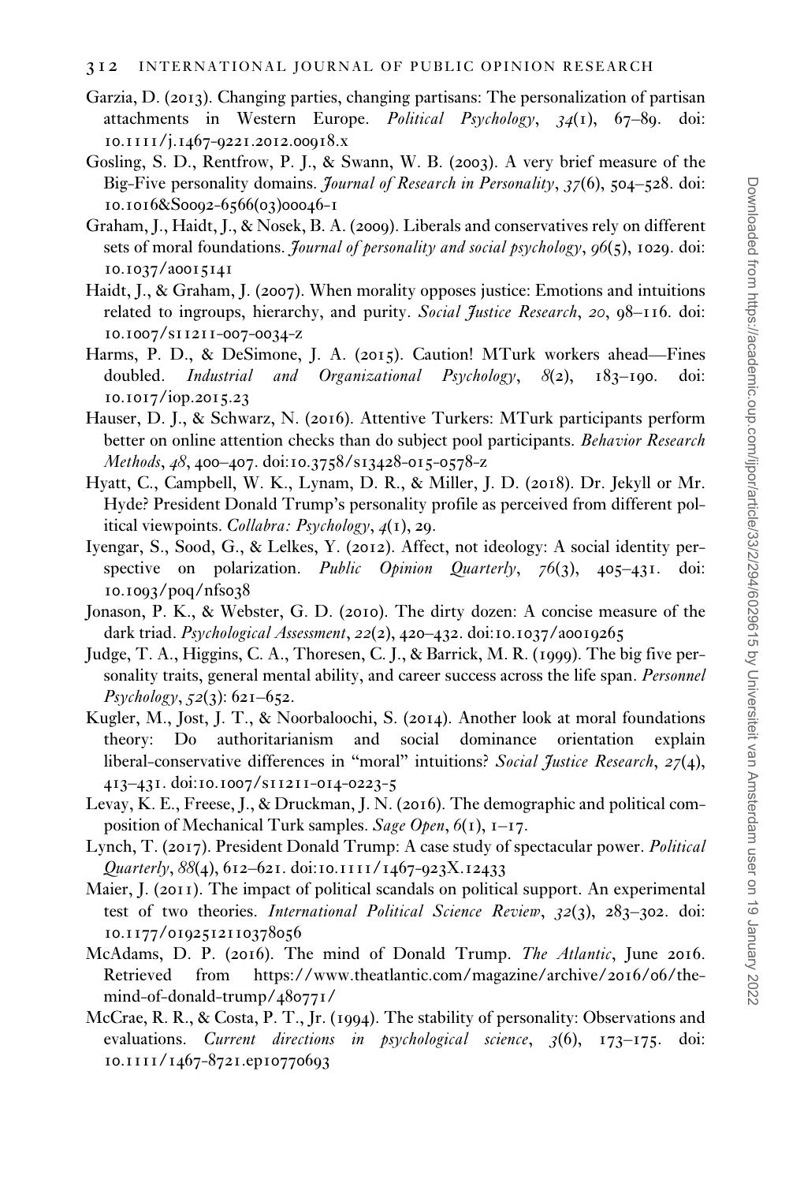Garzia, D. (2013). Changing parties, changing partisans: The personalization of partisan attachments in Western Europe. *Political Psychology*, *34*(1), 67–89. doi: 10.1111/j.1467-9221.2012.00918.x

Gosling, S. D., Rentfrow, P. J., & Swann, W. B. (2003). A very brief measure of the Big-Five personality domains. *Journal of Research in Personality*, *37*(6), 504–528. doi: 10.1016&S0092-6566(03)00046-1

Graham, J., Haidt, J., & Nosek, B. A. (2009). Liberals and conservatives rely on different sets of moral foundations. *Journal of personality and social psychology*, *96*(5), 1029. doi: 10.1037/a0015141

Haidt, J., & Graham, J. (2007). When morality opposes justice: Emotions and intuitions related to ingroups, hierarchy, and purity. *Social Justice Research*, *20*, 98–116. doi: 10.1007/s11211-007-0034-z

Harms, P. D., & DeSimone, J. A. (2015). Caution! MTurk workers ahead—Fines doubled. *Industrial and Organizational Psychology*, *8*(2), 183–190. doi: 10.1017/iop.2015.23

Hauser, D. J., & Schwarz, N. (2016). Attentive Turkers: MTurk participants perform better on online attention checks than do subject pool participants. *Behavior Research Methods*, *48*, 400–407. doi:10.3758/s13428-015-0578-z

Hyatt, C., Campbell, W. K., Lynam, D. R., & Miller, J. D. (2018). Dr. Jekyll or Mr. Hyde? President Donald Trump's personality profile as perceived from different political viewpoints. *Collabra: Psychology*, *4*(1), 29.

Iyengar, S., Sood, G., & Lelkes, Y. (2012). Affect, not ideology: A social identity perspective on polarization. *Public Opinion Quarterly*, *76*(3), 405–431. doi: 10.1093/poq/nfs038

Jonason, P. K., & Webster, G. D. (2010). The dirty dozen: A concise measure of the dark triad. *Psychological Assessment*, *22*(2), 420–432. doi:10.1037/a0019265

Judge, T. A., Higgins, C. A., Thoresen, C. J., & Barrick, M. R. (1999). The big five personality traits, general mental ability, and career success across the life span. *Personnel Psychology*, *52*(3): 621–652.

Kugler, M., Jost, J. T., & Noorbaloochi, S. (2014). Another look at moral foundations theory: Do authoritarianism and social dominance orientation explain liberal-conservative differences in "moral" intuitions? *Social Justice Research*, *27*(4), 413–431. doi:10.1007/s11211-014-0223-5

Levay, K. E., Freese, J., & Druckman, J. N. (2016). The demographic and political composition of Mechanical Turk samples. *Sage Open*, *6*(1), 1–17.

Lynch, T. (2017). President Donald Trump: A case study of spectacular power. *Political Quarterly*, *88*(4), 612–621. doi:10.1111/1467-923X.12433

Maier, J. (2011). The impact of political scandals on political support. An experimental test of two theories. *International Political Science Review*, *32*(3), 283–302. doi: 10.1177/0192512110378056

McAdams, D. P. (2016). The mind of Donald Trump. *The Atlantic*, June 2016. Retrieved from https://www.theatlantic.com/magazine/archive/2016/06/the-mind-of-donald-trump/480771/

McCrae, R. R., & Costa, P. T., Jr. (1994). The stability of personality: Observations and evaluations. *Current directions in psychological science*, *3*(6), 173–175. doi: 10.1111/1467-8721.ep10770693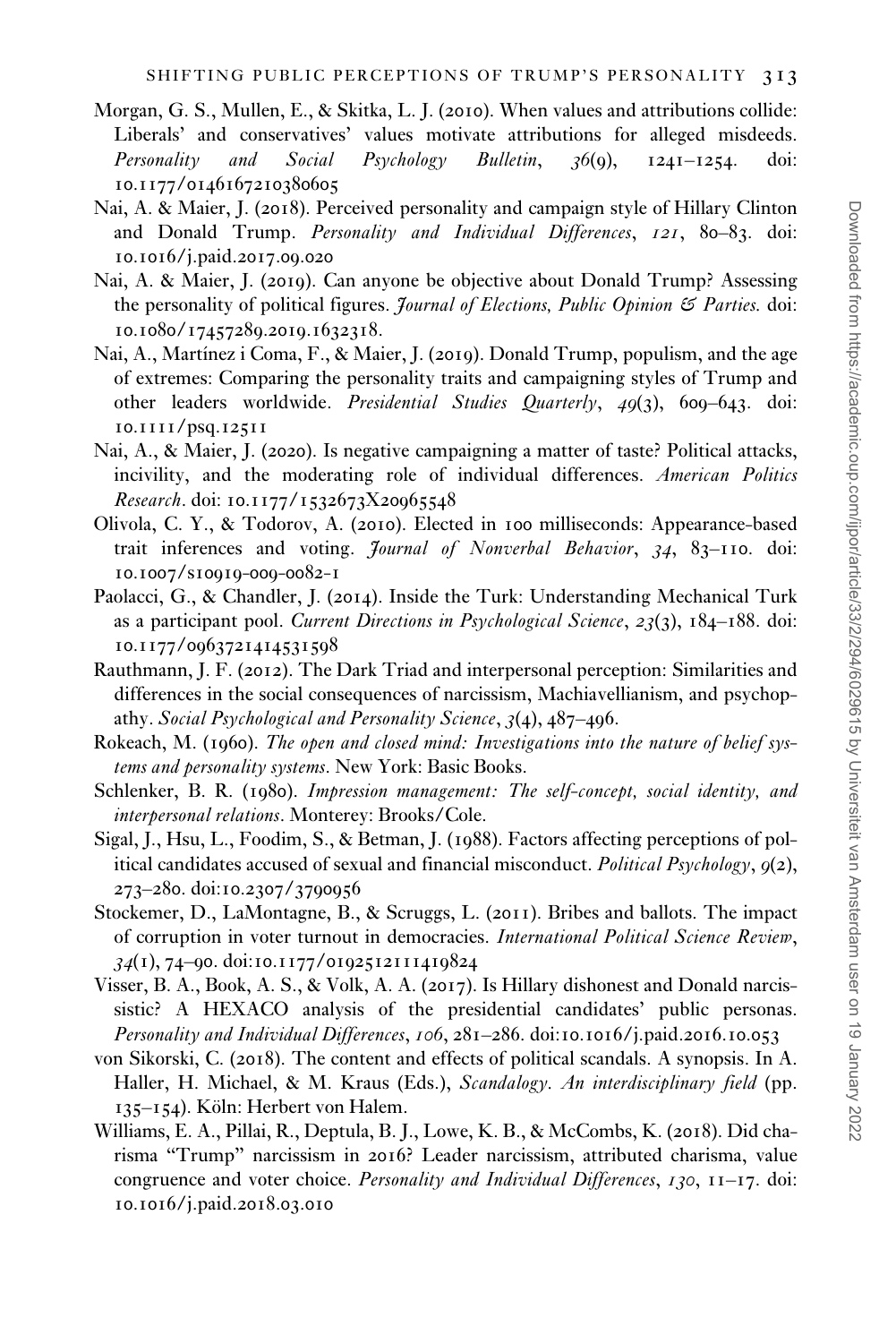Morgan, G. S., Mullen, E., & Skitka, L. J. (2010). When values and attributions collide: Liberals' and conservatives' values motivate attributions for alleged misdeeds. *Personality and Social Psychology Bulletin*, *36*(9), 1241–1254. doi: 10.1177/0146167210380605

Nai, A. & Maier, J. (2018). Perceived personality and campaign style of Hillary Clinton and Donald Trump. *Personality and Individual Differences*, *121*, 80–83. doi: 10.1016/j.paid.2017.09.020

Nai, A. & Maier, J. (2019). Can anyone be objective about Donald Trump? Assessing the personality of political figures. *Journal of Elections, Public Opinion & Parties.* doi: 10.1080/17457289.2019.1632318.

Nai, A., Martínez i Coma, F., & Maier, J. (2019). Donald Trump, populism, and the age of extremes: Comparing the personality traits and campaigning styles of Trump and other leaders worldwide. *Presidential Studies Quarterly*, *49*(3), 609–643. doi: 10.1111/psq.12511

Nai, A., & Maier, J. (2020). Is negative campaigning a matter of taste? Political attacks, incivility, and the moderating role of individual differences. *American Politics Research*. doi: 10.1177/1532673X20965548

Olivola, C. Y., & Todorov, A. (2010). Elected in 100 milliseconds: Appearance-based trait inferences and voting. *Journal of Nonverbal Behavior*, *34*, 83–110. doi: 10.1007/s10919-009-0082-1

Paolacci, G., & Chandler, J. (2014). Inside the Turk: Understanding Mechanical Turk as a participant pool. *Current Directions in Psychological Science*, *23*(3), 184–188. doi: 10.1177/0963721414531598

Rauthmann, J. F. (2012). The Dark Triad and interpersonal perception: Similarities and differences in the social consequences of narcissism, Machiavellianism, and psychopathy. *Social Psychological and Personality Science*, *3*(4), 487–496.

Rokeach, M. (1960). *The open and closed mind: Investigations into the nature of belief systems and personality systems*. New York: Basic Books.

Schlenker, B. R. (1980). *Impression management: The self-concept, social identity, and interpersonal relations*. Monterey: Brooks/Cole.

Sigal, J., Hsu, L., Foodim, S., & Betman, J. (1988). Factors affecting perceptions of political candidates accused of sexual and financial misconduct. *Political Psychology*, *9*(2), 273–280. doi:10.2307/3790956

Stockemer, D., LaMontagne, B., & Scruggs, L. (2011). Bribes and ballots. The impact of corruption in voter turnout in democracies. *International Political Science Review*, *34*(1), 74–90. doi:10.1177/0192512111419824

Visser, B. A., Book, A. S., & Volk, A. A. (2017). Is Hillary dishonest and Donald narcissistic? A HEXACO analysis of the presidential candidates' public personas. *Personality and Individual Differences*, *106*, 281–286. doi:10.1016/j.paid.2016.10.053

von Sikorski, C. (2018). The content and effects of political scandals. A synopsis. In A. Haller, H. Michael, & M. Kraus (Eds.), *Scandalogy. An interdisciplinary field* (pp. 135–154). Köln: Herbert von Halem.

Williams, E. A., Pillai, R., Deptula, B. J., Lowe, K. B., & McCombs, K. (2018). Did charisma "Trump" narcissism in 2016? Leader narcissism, attributed charisma, value congruence and voter choice. *Personality and Individual Differences*, *130*, 11–17. doi: 10.1016/j.paid.2018.03.010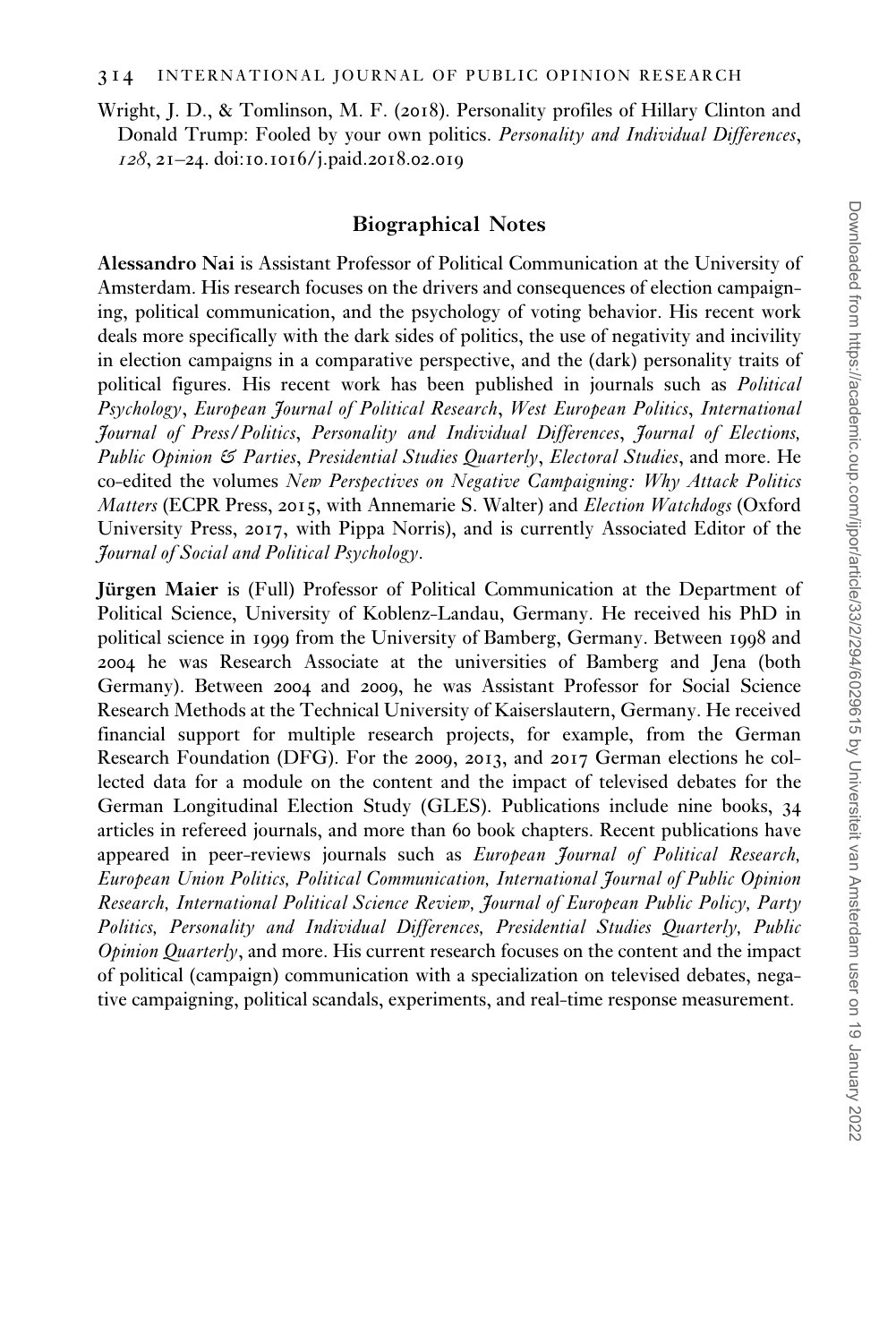Wright, J. D., & Tomlinson, M. F. (2018). Personality profiles of Hillary Clinton and Donald Trump: Fooled by your own politics. *Personality and Individual Differences*, *128*, 21–24. doi:10.1016/j.paid.2018.02.019

## Biographical Notes

**Alessandro Nai** is Assistant Professor of Political Communication at the University of Amsterdam. His research focuses on the drivers and consequences of election campaigning, political communication, and the psychology of voting behavior. His recent work deals more specifically with the dark sides of politics, the use of negativity and incivility in election campaigns in a comparative perspective, and the (dark) personality traits of political figures. His recent work has been published in journals such as *Political Psychology*, *European Journal of Political Research*, *West European Politics*, *International Journal of Press/Politics*, *Personality and Individual Differences*, *Journal of Elections, Public Opinion & Parties*, *Presidential Studies Quarterly*, *Electoral Studies*, and more. He co-edited the volumes *New Perspectives on Negative Campaigning: Why Attack Politics Matters* (ECPR Press, 2015, with Annemarie S. Walter) and *Election Watchdogs* (Oxford University Press, 2017, with Pippa Norris), and is currently Associated Editor of the *Journal of Social and Political Psychology*.

**Jürgen Maier** is (Full) Professor of Political Communication at the Department of Political Science, University of Koblenz-Landau, Germany. He received his PhD in political science in 1999 from the University of Bamberg, Germany. Between 1998 and 2004 he was Research Associate at the universities of Bamberg and Jena (both Germany). Between 2004 and 2009, he was Assistant Professor for Social Science Research Methods at the Technical University of Kaiserslautern, Germany. He received financial support for multiple research projects, for example, from the German Research Foundation (DFG). For the 2009, 2013, and 2017 German elections he collected data for a module on the content and the impact of televised debates for the German Longitudinal Election Study (GLES). Publications include nine books, 34 articles in refereed journals, and more than 60 book chapters. Recent publications have appeared in peer-reviews journals such as *European Journal of Political Research, European Union Politics, Political Communication, International Journal of Public Opinion Research, International Political Science Review, Journal of European Public Policy, Party Politics, Personality and Individual Differences, Presidential Studies Quarterly, Public Opinion Quarterly*, and more. His current research focuses on the content and the impact of political (campaign) communication with a specialization on televised debates, negative campaigning, political scandals, experiments, and real-time response measurement.